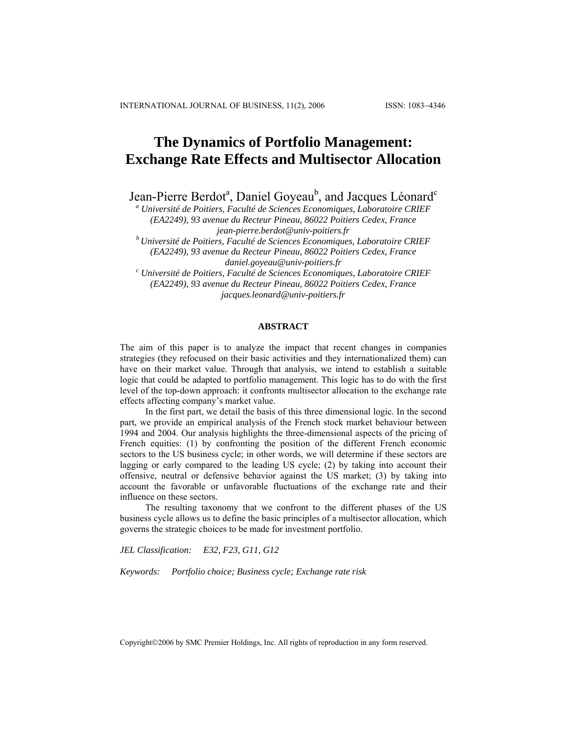# The Dynamics of Portfolio Management: Exchange Rate Effects and Multisector Allocation

Jean-Pierre Berdot[a], Daniel Goyeau[b], and Jacques Léonard[c]

[a] *Université de Poitiers, Faculté de Sciences Economiques, Laboratoire CRIEF (EA2249), 93 avenue du Recteur Pineau, 86022 Poitiers Cedex, France*
*jean-pierre.berdot@univ-poitiers.fr*

[b] *Université de Poitiers, Faculté de Sciences Economiques, Laboratoire CRIEF (EA2249), 93 avenue du Recteur Pineau, 86022 Poitiers Cedex, France*
*daniel.goyeau@univ-poitiers.fr*

[c] *Université de Poitiers, Faculté de Sciences Economiques, Laboratoire CRIEF (EA2249), 93 avenue du Recteur Pineau, 86022 Poitiers Cedex, France*
*jacques.leonard@univ-poitiers.fr*

## ABSTRACT

The aim of this paper is to analyze the impact that recent changes in companies strategies (they refocused on their basic activities and they internationalized them) can have on their market value. Through that analysis, we intend to establish a suitable logic that could be adapted to portfolio management. This logic has to do with the first level of the top-down approach: it confronts multisector allocation to the exchange rate effects affecting company's market value.

In the first part, we detail the basis of this three dimensional logic. In the second part, we provide an empirical analysis of the French stock market behaviour between 1994 and 2004. Our analysis highlights the three-dimensional aspects of the pricing of French equities: (1) by confronting the position of the different French economic sectors to the US business cycle; in other words, we will determine if these sectors are lagging or early compared to the leading US cycle; (2) by taking into account their offensive, neutral or defensive behavior against the US market; (3) by taking into account the favorable or unfavorable fluctuations of the exchange rate and their influence on these sectors.

The resulting taxonomy that we confront to the different phases of the US business cycle allows us to define the basic principles of a multisector allocation, which governs the strategic choices to be made for investment portfolio.

*JEL Classification:* *E32, F23, G11, G12*

*Keywords:* *Portfolio choice; Business cycle; Exchange rate risk*

Copyright©2006 by SMC Premier Holdings, Inc. All rights of reproduction in any form reserved.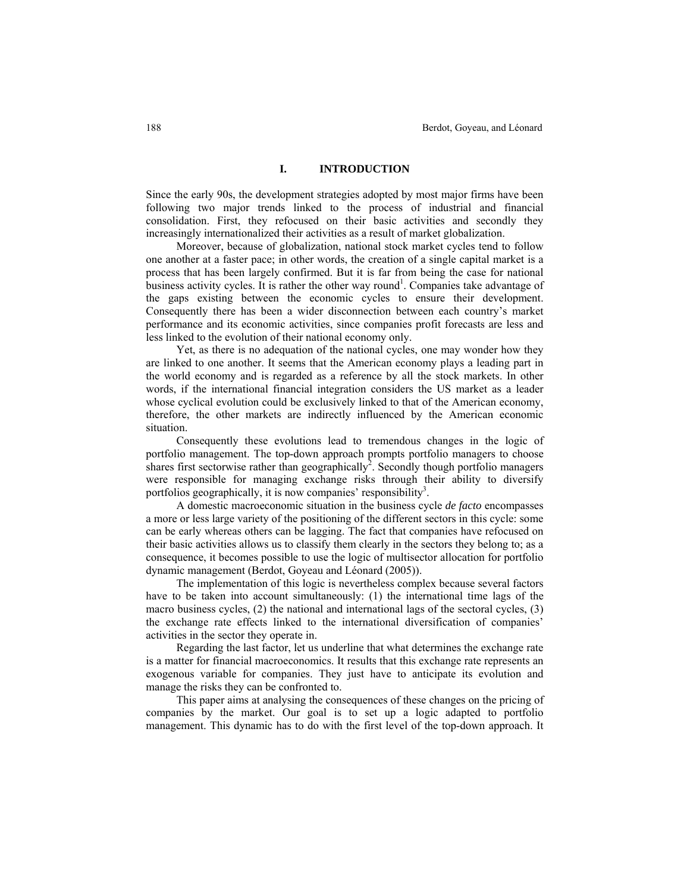## I. INTRODUCTION

Since the early 90s, the development strategies adopted by most major firms have been following two major trends linked to the process of industrial and financial consolidation. First, they refocused on their basic activities and secondly they increasingly internationalized their activities as a result of market globalization.

Moreover, because of globalization, national stock market cycles tend to follow one another at a faster pace; in other words, the creation of a single capital market is a process that has been largely confirmed. But it is far from being the case for national business activity cycles. It is rather the other way round[1]. Companies take advantage of the gaps existing between the economic cycles to ensure their development. Consequently there has been a wider disconnection between each country's market performance and its economic activities, since companies profit forecasts are less and less linked to the evolution of their national economy only.

Yet, as there is no adequation of the national cycles, one may wonder how they are linked to one another. It seems that the American economy plays a leading part in the world economy and is regarded as a reference by all the stock markets. In other words, if the international financial integration considers the US market as a leader whose cyclical evolution could be exclusively linked to that of the American economy, therefore, the other markets are indirectly influenced by the American economic situation.

Consequently these evolutions lead to tremendous changes in the logic of portfolio management. The top-down approach prompts portfolio managers to choose shares first sectorwise rather than geographically[2]. Secondly though portfolio managers were responsible for managing exchange risks through their ability to diversify portfolios geographically, it is now companies' responsibility[3].

A domestic macroeconomic situation in the business cycle *de facto* encompasses a more or less large variety of the positioning of the different sectors in this cycle: some can be early whereas others can be lagging. The fact that companies have refocused on their basic activities allows us to classify them clearly in the sectors they belong to; as a consequence, it becomes possible to use the logic of multisector allocation for portfolio dynamic management (Berdot, Goyeau and Léonard (2005)).

The implementation of this logic is nevertheless complex because several factors have to be taken into account simultaneously: (1) the international time lags of the macro business cycles, (2) the national and international lags of the sectoral cycles, (3) the exchange rate effects linked to the international diversification of companies' activities in the sector they operate in.

Regarding the last factor, let us underline that what determines the exchange rate is a matter for financial macroeconomics. It results that this exchange rate represents an exogenous variable for companies. They just have to anticipate its evolution and manage the risks they can be confronted to.

This paper aims at analysing the consequences of these changes on the pricing of companies by the market. Our goal is to set up a logic adapted to portfolio management. This dynamic has to do with the first level of the top-down approach. It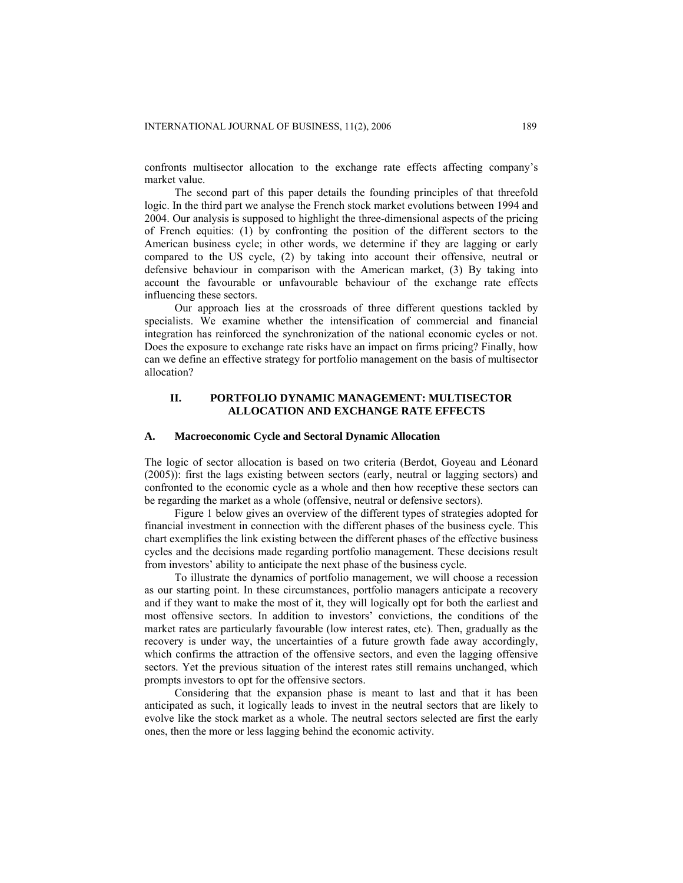confronts multisector allocation to the exchange rate effects affecting company's market value.

The second part of this paper details the founding principles of that threefold logic. In the third part we analyse the French stock market evolutions between 1994 and 2004. Our analysis is supposed to highlight the three-dimensional aspects of the pricing of French equities: (1) by confronting the position of the different sectors to the American business cycle; in other words, we determine if they are lagging or early compared to the US cycle, (2) by taking into account their offensive, neutral or defensive behaviour in comparison with the American market, (3) By taking into account the favourable or unfavourable behaviour of the exchange rate effects influencing these sectors.

Our approach lies at the crossroads of three different questions tackled by specialists. We examine whether the intensification of commercial and financial integration has reinforced the synchronization of the national economic cycles or not. Does the exposure to exchange rate risks have an impact on firms pricing? Finally, how can we define an effective strategy for portfolio management on the basis of multisector allocation?

## II. PORTFOLIO DYNAMIC MANAGEMENT: MULTISECTOR ALLOCATION AND EXCHANGE RATE EFFECTS

### A. Macroeconomic Cycle and Sectoral Dynamic Allocation

The logic of sector allocation is based on two criteria (Berdot, Goyeau and Léonard (2005)): first the lags existing between sectors (early, neutral or lagging sectors) and confronted to the economic cycle as a whole and then how receptive these sectors can be regarding the market as a whole (offensive, neutral or defensive sectors).

Figure 1 below gives an overview of the different types of strategies adopted for financial investment in connection with the different phases of the business cycle. This chart exemplifies the link existing between the different phases of the effective business cycles and the decisions made regarding portfolio management. These decisions result from investors' ability to anticipate the next phase of the business cycle.

To illustrate the dynamics of portfolio management, we will choose a recession as our starting point. In these circumstances, portfolio managers anticipate a recovery and if they want to make the most of it, they will logically opt for both the earliest and most offensive sectors. In addition to investors' convictions, the conditions of the market rates are particularly favourable (low interest rates, etc). Then, gradually as the recovery is under way, the uncertainties of a future growth fade away accordingly, which confirms the attraction of the offensive sectors, and even the lagging offensive sectors. Yet the previous situation of the interest rates still remains unchanged, which prompts investors to opt for the offensive sectors.

Considering that the expansion phase is meant to last and that it has been anticipated as such, it logically leads to invest in the neutral sectors that are likely to evolve like the stock market as a whole. The neutral sectors selected are first the early ones, then the more or less lagging behind the economic activity.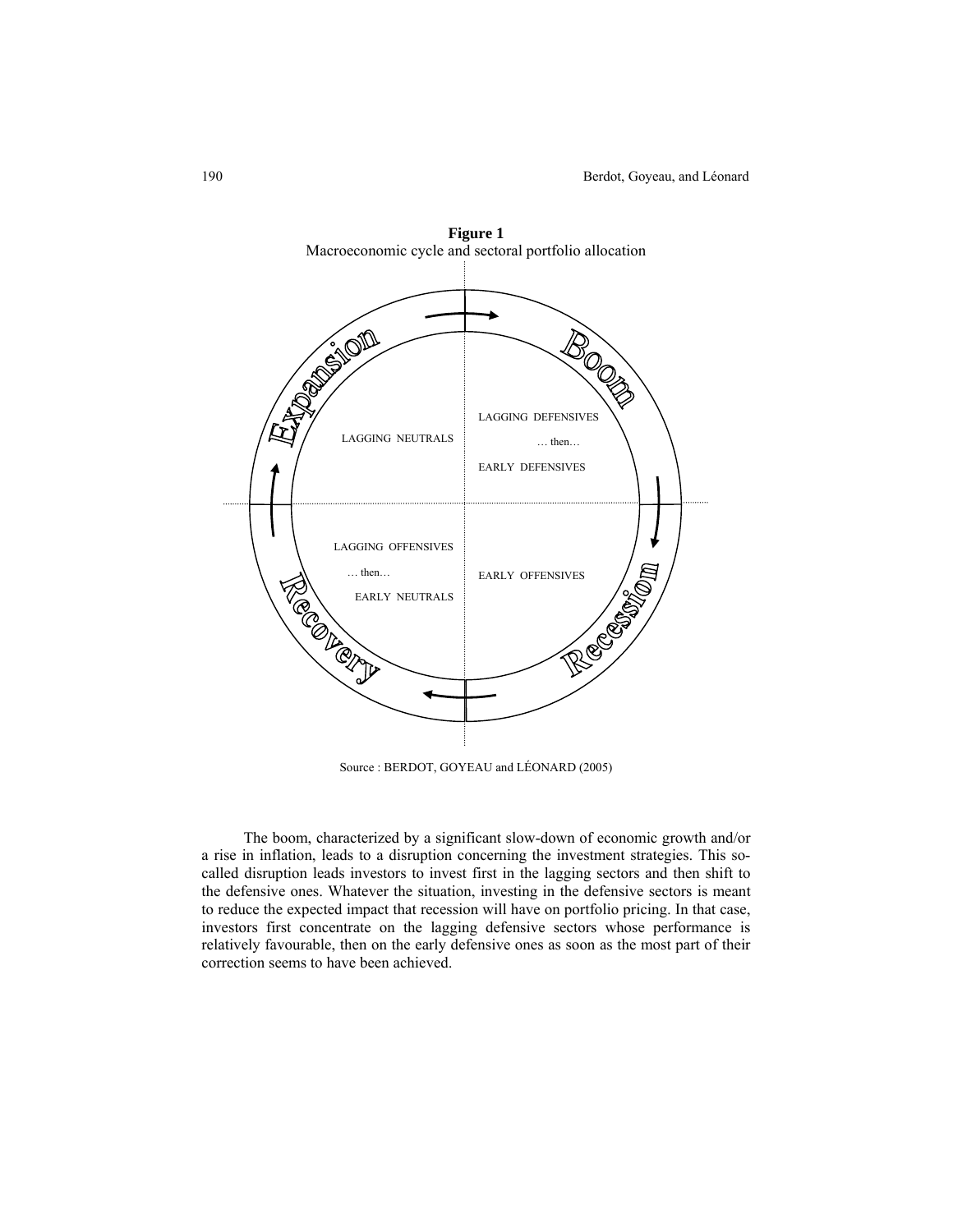**Figure 1**
Macroeconomic cycle and sectoral portfolio allocation

| Expansion | Boom |
| --- | --- |
| LAGGING NEUTRALS | LAGGING DEFENSIVES … then… EARLY DEFENSIVES |
| LAGGING OFFENSIVES … then… EARLY NEUTRALS | EARLY OFFENSIVES |
| **Recovery** | **Recession** |

Source : BERDOT, GOYEAU and LÉONARD (2005)

The boom, characterized by a significant slow-down of economic growth and/or a rise in inflation, leads to a disruption concerning the investment strategies. This so-called disruption leads investors to invest first in the lagging sectors and then shift to the defensive ones. Whatever the situation, investing in the defensive sectors is meant to reduce the expected impact that recession will have on portfolio pricing. In that case, investors first concentrate on the lagging defensive sectors whose performance is relatively favourable, then on the early defensive ones as soon as the most part of their correction seems to have been achieved.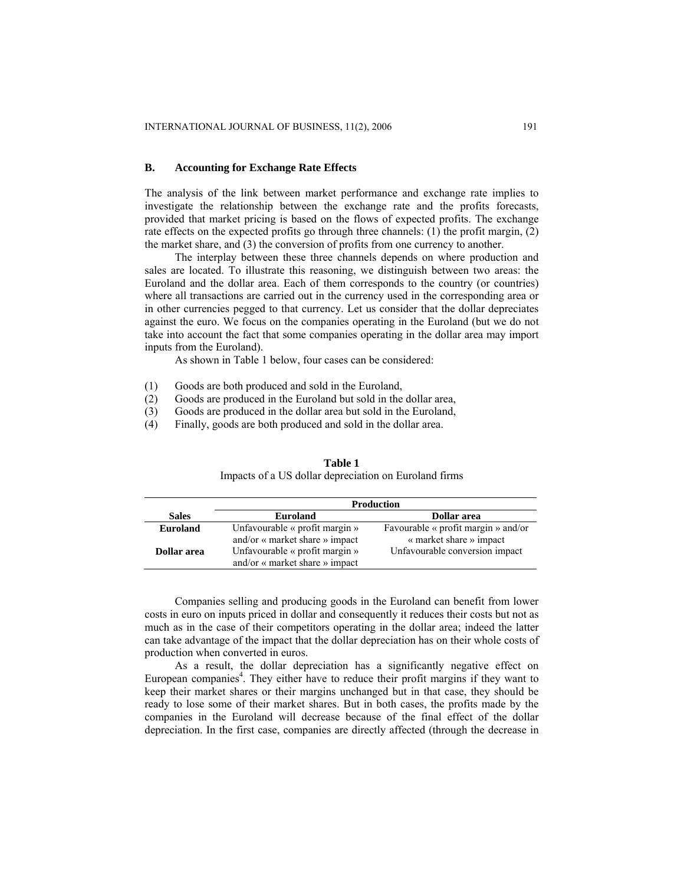### B. Accounting for Exchange Rate Effects

The analysis of the link between market performance and exchange rate implies to investigate the relationship between the exchange rate and the profits forecasts, provided that market pricing is based on the flows of expected profits. The exchange rate effects on the expected profits go through three channels: (1) the profit margin, (2) the market share, and (3) the conversion of profits from one currency to another.

The interplay between these three channels depends on where production and sales are located. To illustrate this reasoning, we distinguish between two areas: the Euroland and the dollar area. Each of them corresponds to the country (or countries) where all transactions are carried out in the currency used in the corresponding area or in other currencies pegged to that currency. Let us consider that the dollar depreciates against the euro. We focus on the companies operating in the Euroland (but we do not take into account the fact that some companies operating in the dollar area may import inputs from the Euroland).

As shown in Table 1 below, four cases can be considered:

(1) Goods are both produced and sold in the Euroland,
(2) Goods are produced in the Euroland but sold in the dollar area,
(3) Goods are produced in the dollar area but sold in the Euroland,
(4) Finally, goods are both produced and sold in the dollar area.

**Table 1**
Impacts of a US dollar depreciation on Euroland firms

| | **Production** | |
|---|---|---|
| **Sales** | **Euroland** | **Dollar area** |
| **Euroland** | Unfavourable « profit margin » and/or « market share » impact | Favourable « profit margin » and/or « market share » impact |
| **Dollar area** | Unfavourable « profit margin » and/or « market share » impact | Unfavourable conversion impact |

Companies selling and producing goods in the Euroland can benefit from lower costs in euro on inputs priced in dollar and consequently it reduces their costs but not as much as in the case of their competitors operating in the dollar area; indeed the latter can take advantage of the impact that the dollar depreciation has on their whole costs of production when converted in euros.

As a result, the dollar depreciation has a significantly negative effect on European companies[4]. They either have to reduce their profit margins if they want to keep their market shares or their margins unchanged but in that case, they should be ready to lose some of their market shares. But in both cases, the profits made by the companies in the Euroland will decrease because of the final effect of the dollar depreciation. In the first case, companies are directly affected (through the decrease in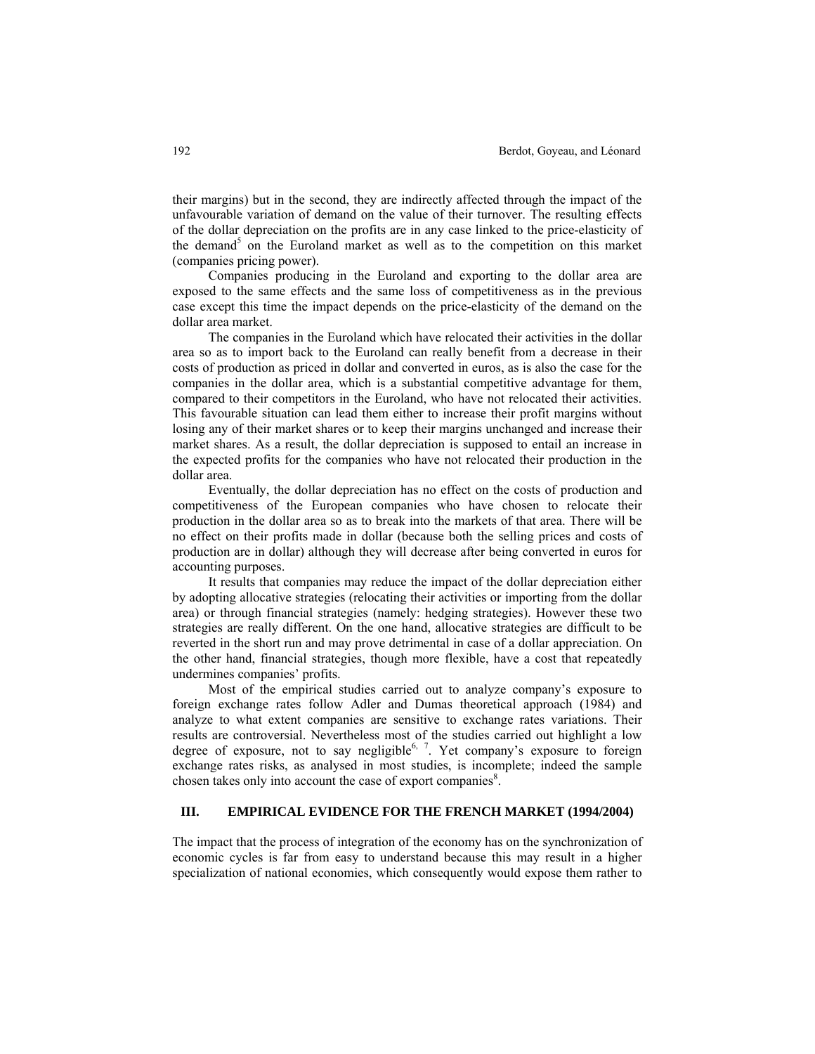their margins) but in the second, they are indirectly affected through the impact of the unfavourable variation of demand on the value of their turnover. The resulting effects of the dollar depreciation on the profits are in any case linked to the price-elasticity of the demand[5] on the Euroland market as well as to the competition on this market (companies pricing power).

Companies producing in the Euroland and exporting to the dollar area are exposed to the same effects and the same loss of competitiveness as in the previous case except this time the impact depends on the price-elasticity of the demand on the dollar area market.

The companies in the Euroland which have relocated their activities in the dollar area so as to import back to the Euroland can really benefit from a decrease in their costs of production as priced in dollar and converted in euros, as is also the case for the companies in the dollar area, which is a substantial competitive advantage for them, compared to their competitors in the Euroland, who have not relocated their activities. This favourable situation can lead them either to increase their profit margins without losing any of their market shares or to keep their margins unchanged and increase their market shares. As a result, the dollar depreciation is supposed to entail an increase in the expected profits for the companies who have not relocated their production in the dollar area.

Eventually, the dollar depreciation has no effect on the costs of production and competitiveness of the European companies who have chosen to relocate their production in the dollar area so as to break into the markets of that area. There will be no effect on their profits made in dollar (because both the selling prices and costs of production are in dollar) although they will decrease after being converted in euros for accounting purposes.

It results that companies may reduce the impact of the dollar depreciation either by adopting allocative strategies (relocating their activities or importing from the dollar area) or through financial strategies (namely: hedging strategies). However these two strategies are really different. On the one hand, allocative strategies are difficult to be reverted in the short run and may prove detrimental in case of a dollar appreciation. On the other hand, financial strategies, though more flexible, have a cost that repeatedly undermines companies' profits.

Most of the empirical studies carried out to analyze company's exposure to foreign exchange rates follow Adler and Dumas theoretical approach (1984) and analyze to what extent companies are sensitive to exchange rates variations. Their results are controversial. Nevertheless most of the studies carried out highlight a low degree of exposure, not to say negligible[6, 7]. Yet company's exposure to foreign exchange rates risks, as analysed in most studies, is incomplete; indeed the sample chosen takes only into account the case of export companies[8].

## III. EMPIRICAL EVIDENCE FOR THE FRENCH MARKET (1994/2004)

The impact that the process of integration of the economy has on the synchronization of economic cycles is far from easy to understand because this may result in a higher specialization of national economies, which consequently would expose them rather to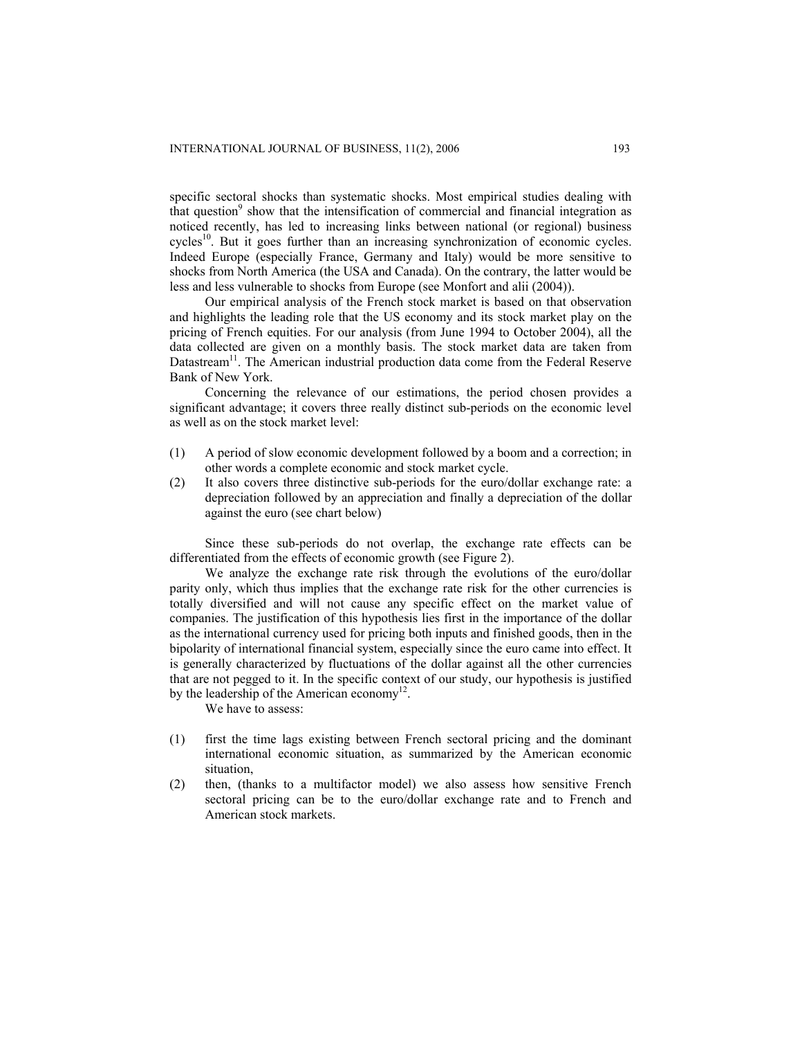specific sectoral shocks than systematic shocks. Most empirical studies dealing with that question[9] show that the intensification of commercial and financial integration as noticed recently, has led to increasing links between national (or regional) business cycles[10]. But it goes further than an increasing synchronization of economic cycles. Indeed Europe (especially France, Germany and Italy) would be more sensitive to shocks from North America (the USA and Canada). On the contrary, the latter would be less and less vulnerable to shocks from Europe (see Monfort and alii (2004)).

Our empirical analysis of the French stock market is based on that observation and highlights the leading role that the US economy and its stock market play on the pricing of French equities. For our analysis (from June 1994 to October 2004), all the data collected are given on a monthly basis. The stock market data are taken from Datastream[11]. The American industrial production data come from the Federal Reserve Bank of New York.

Concerning the relevance of our estimations, the period chosen provides a significant advantage; it covers three really distinct sub-periods on the economic level as well as on the stock market level:

(1) A period of slow economic development followed by a boom and a correction; in other words a complete economic and stock market cycle.

(2) It also covers three distinctive sub-periods for the euro/dollar exchange rate: a depreciation followed by an appreciation and finally a depreciation of the dollar against the euro (see chart below)

Since these sub-periods do not overlap, the exchange rate effects can be differentiated from the effects of economic growth (see Figure 2).

We analyze the exchange rate risk through the evolutions of the euro/dollar parity only, which thus implies that the exchange rate risk for the other currencies is totally diversified and will not cause any specific effect on the market value of companies. The justification of this hypothesis lies first in the importance of the dollar as the international currency used for pricing both inputs and finished goods, then in the bipolarity of international financial system, especially since the euro came into effect. It is generally characterized by fluctuations of the dollar against all the other currencies that are not pegged to it. In the specific context of our study, our hypothesis is justified by the leadership of the American economy[12].

We have to assess:

(1) first the time lags existing between French sectoral pricing and the dominant international economic situation, as summarized by the American economic situation,

(2) then, (thanks to a multifactor model) we also assess how sensitive French sectoral pricing can be to the euro/dollar exchange rate and to French and American stock markets.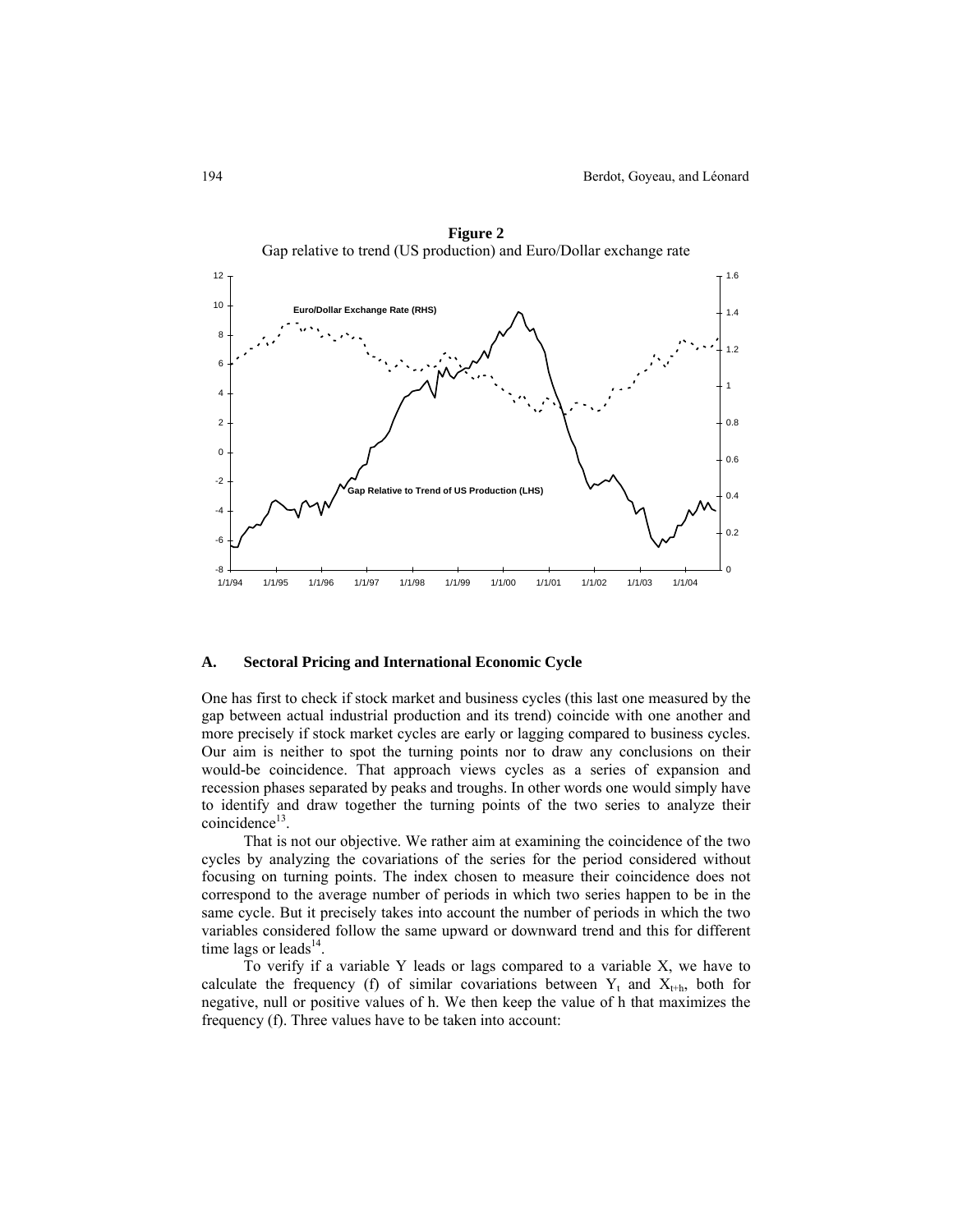**Figure 2**
Gap relative to trend (US production) and Euro/Dollar exchange rate

### A. Sectoral Pricing and International Economic Cycle

One has first to check if stock market and business cycles (this last one measured by the gap between actual industrial production and its trend) coincide with one another and more precisely if stock market cycles are early or lagging compared to business cycles. Our aim is neither to spot the turning points nor to draw any conclusions on their would-be coincidence. That approach views cycles as a series of expansion and recession phases separated by peaks and troughs. In other words one would simply have to identify and draw together the turning points of the two series to analyze their coincidence[13].

That is not our objective. We rather aim at examining the coincidence of the two cycles by analyzing the covariations of the series for the period considered without focusing on turning points. The index chosen to measure their coincidence does not correspond to the average number of periods in which two series happen to be in the same cycle. But it precisely takes into account the number of periods in which the two variables considered follow the same upward or downward trend and this for different time lags or leads[14].

To verify if a variable Y leads or lags compared to a variable X, we have to calculate the frequency (f) of similar covariations between $Y_t$ and $X_{t+h}$, both for negative, null or positive values of h. We then keep the value of h that maximizes the frequency (f). Three values have to be taken into account: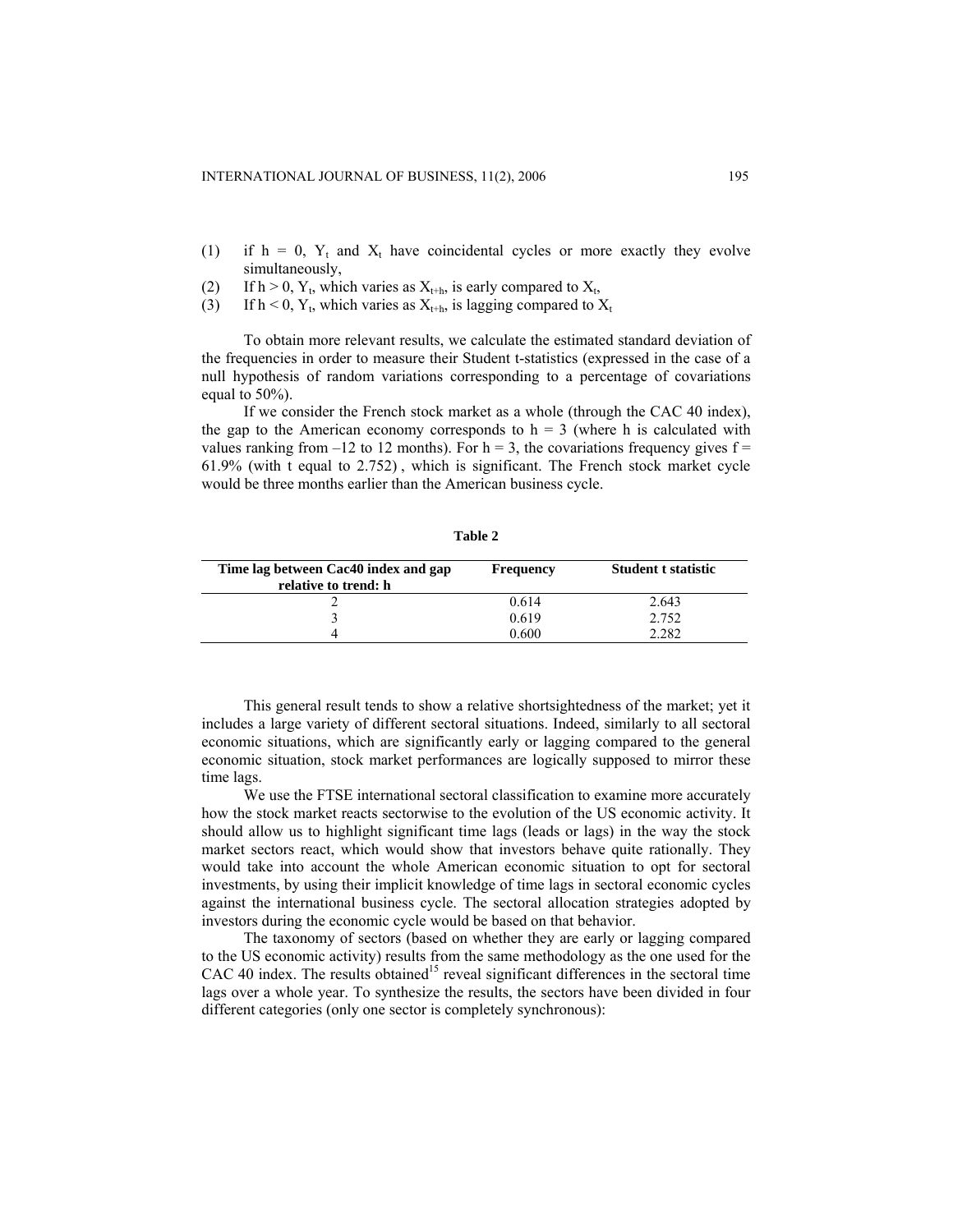(1) if $h = 0$, $Y_t$ and $X_t$ have coincidental cycles or more exactly they evolve simultaneously,

(2) If $h > 0$, $Y_t$, which varies as $X_{t+h}$, is early compared to $X_t$,

(3) If $h < 0$, $Y_t$, which varies as $X_{t+h}$, is lagging compared to $X_t$

To obtain more relevant results, we calculate the estimated standard deviation of the frequencies in order to measure their Student t-statistics (expressed in the case of a null hypothesis of random variations corresponding to a percentage of covariations equal to 50%).

If we consider the French stock market as a whole (through the CAC 40 index), the gap to the American economy corresponds to $h = 3$ (where h is calculated with values ranking from –12 to 12 months). For $h = 3$, the covariations frequency gives $f =$ 61.9% (with t equal to 2.752) , which is significant. The French stock market cycle would be three months earlier than the American business cycle.

**Table 2**

| Time lag between Cac40 index and gap relative to trend: h | Frequency | Student t statistic |
|---|---|---|
| 2 | 0.614 | 2.643 |
| 3 | 0.619 | 2.752 |
| 4 | 0.600 | 2.282 |

This general result tends to show a relative shortsightedness of the market; yet it includes a large variety of different sectoral situations. Indeed, similarly to all sectoral economic situations, which are significantly early or lagging compared to the general economic situation, stock market performances are logically supposed to mirror these time lags.

We use the FTSE international sectoral classification to examine more accurately how the stock market reacts sectorwise to the evolution of the US economic activity. It should allow us to highlight significant time lags (leads or lags) in the way the stock market sectors react, which would show that investors behave quite rationally. They would take into account the whole American economic situation to opt for sectoral investments, by using their implicit knowledge of time lags in sectoral economic cycles against the international business cycle. The sectoral allocation strategies adopted by investors during the economic cycle would be based on that behavior.

The taxonomy of sectors (based on whether they are early or lagging compared to the US economic activity) results from the same methodology as the one used for the CAC 40 index. The results obtained[15] reveal significant differences in the sectoral time lags over a whole year. To synthesize the results, the sectors have been divided in four different categories (only one sector is completely synchronous):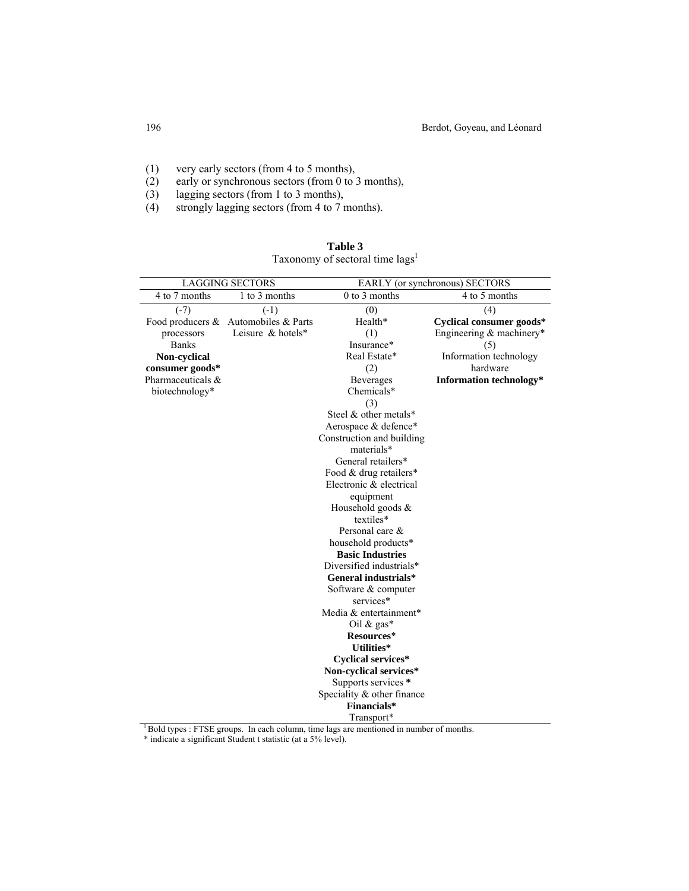(1) very early sectors (from 4 to 5 months),
(2) early or synchronous sectors (from 0 to 3 months),
(3) lagging sectors (from 1 to 3 months),
(4) strongly lagging sectors (from 4 to 7 months).

**Table 3**
Taxonomy of sectoral time lags[1]

| LAGGING SECTORS | | EARLY (or synchronous) SECTORS | |
|---|---|---|---|
| 4 to 7 months | 1 to 3 months | 0 to 3 months | 4 to 5 months |
| (-7) | (-1) | (0) | (4) |
| Food producers & processors | Automobiles & Parts | Health* | **Cyclical consumer goods*** |
| Banks | Leisure & hotels* | (1) | Engineering & machinery* |
| **Non-cyclical consumer goods*** | | Insurance* | (5) |
| Pharmaceuticals & biotechnology* | | Real Estate* | Information technology hardware |
| | | (2) | **Information technology*** |
| | | Beverages | |
| | | Chemicals* | |
| | | (3) | |
| | | Steel & other metals* | |
| | | Aerospace & defence* | |
| | | Construction and building materials* | |
| | | General retailers* | |
| | | Food & drug retailers* | |
| | | Electronic & electrical equipment | |
| | | Household goods & textiles* | |
| | | Personal care & household products* | |
| | | **Basic Industries** | |
| | | Diversified industrials* | |
| | | **General industrials*** | |
| | | Software & computer services* | |
| | | Media & entertainment* | |
| | | Oil & gas* | |
| | | **Resources*** | |
| | | **Utilities*** | |
| | | **Cyclical services*** | |
| | | **Non-cyclical services*** | |
| | | Supports services * | |
| | | Speciality & other finance | |
| | | **Financials*** | |
| | | Transport* | |

[1] Bold types : FTSE groups. In each column, time lags are mentioned in number of months.
* indicate a significant Student t statistic (at a 5% level).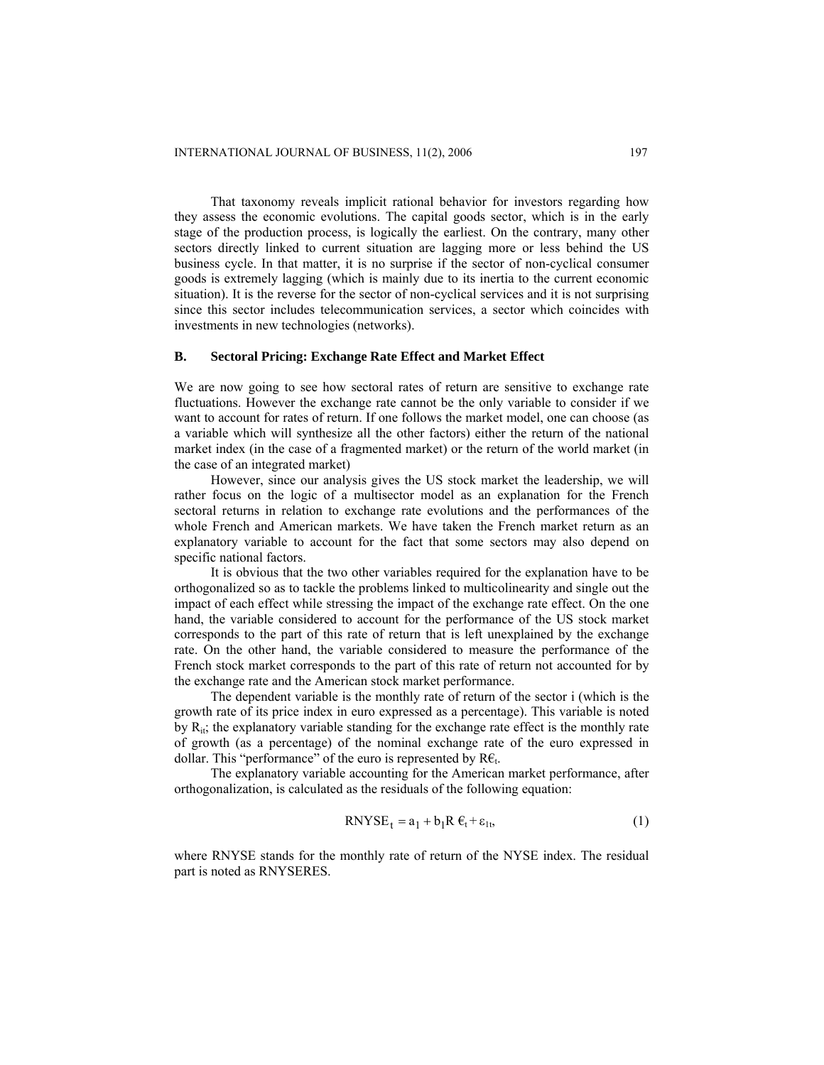That taxonomy reveals implicit rational behavior for investors regarding how they assess the economic evolutions. The capital goods sector, which is in the early stage of the production process, is logically the earliest. On the contrary, many other sectors directly linked to current situation are lagging more or less behind the US business cycle. In that matter, it is no surprise if the sector of non-cyclical consumer goods is extremely lagging (which is mainly due to its inertia to the current economic situation). It is the reverse for the sector of non-cyclical services and it is not surprising since this sector includes telecommunication services, a sector which coincides with investments in new technologies (networks).

### B. Sectoral Pricing: Exchange Rate Effect and Market Effect

We are now going to see how sectoral rates of return are sensitive to exchange rate fluctuations. However the exchange rate cannot be the only variable to consider if we want to account for rates of return. If one follows the market model, one can choose (as a variable which will synthesize all the other factors) either the return of the national market index (in the case of a fragmented market) or the return of the world market (in the case of an integrated market)

However, since our analysis gives the US stock market the leadership, we will rather focus on the logic of a multisector model as an explanation for the French sectoral returns in relation to exchange rate evolutions and the performances of the whole French and American markets. We have taken the French market return as an explanatory variable to account for the fact that some sectors may also depend on specific national factors.

It is obvious that the two other variables required for the explanation have to be orthogonalized so as to tackle the problems linked to multicolinearity and single out the impact of each effect while stressing the impact of the exchange rate effect. On the one hand, the variable considered to account for the performance of the US stock market corresponds to the part of this rate of return that is left unexplained by the exchange rate. On the other hand, the variable considered to measure the performance of the French stock market corresponds to the part of this rate of return not accounted for by the exchange rate and the American stock market performance.

The dependent variable is the monthly rate of return of the sector i (which is the growth rate of its price index in euro expressed as a percentage). This variable is noted by $R_{it}$; the explanatory variable standing for the exchange rate effect is the monthly rate of growth (as a percentage) of the nominal exchange rate of the euro expressed in dollar. This "performance" of the euro is represented by $R€_t$.

The explanatory variable accounting for the American market performance, after orthogonalization, is calculated as the residuals of the following equation:

$$RNYSE_t = a_1 + b_1 R€_t + \varepsilon_{1t}, \tag{1}$$

where RNYSE stands for the monthly rate of return of the NYSE index. The residual part is noted as RNYSERES.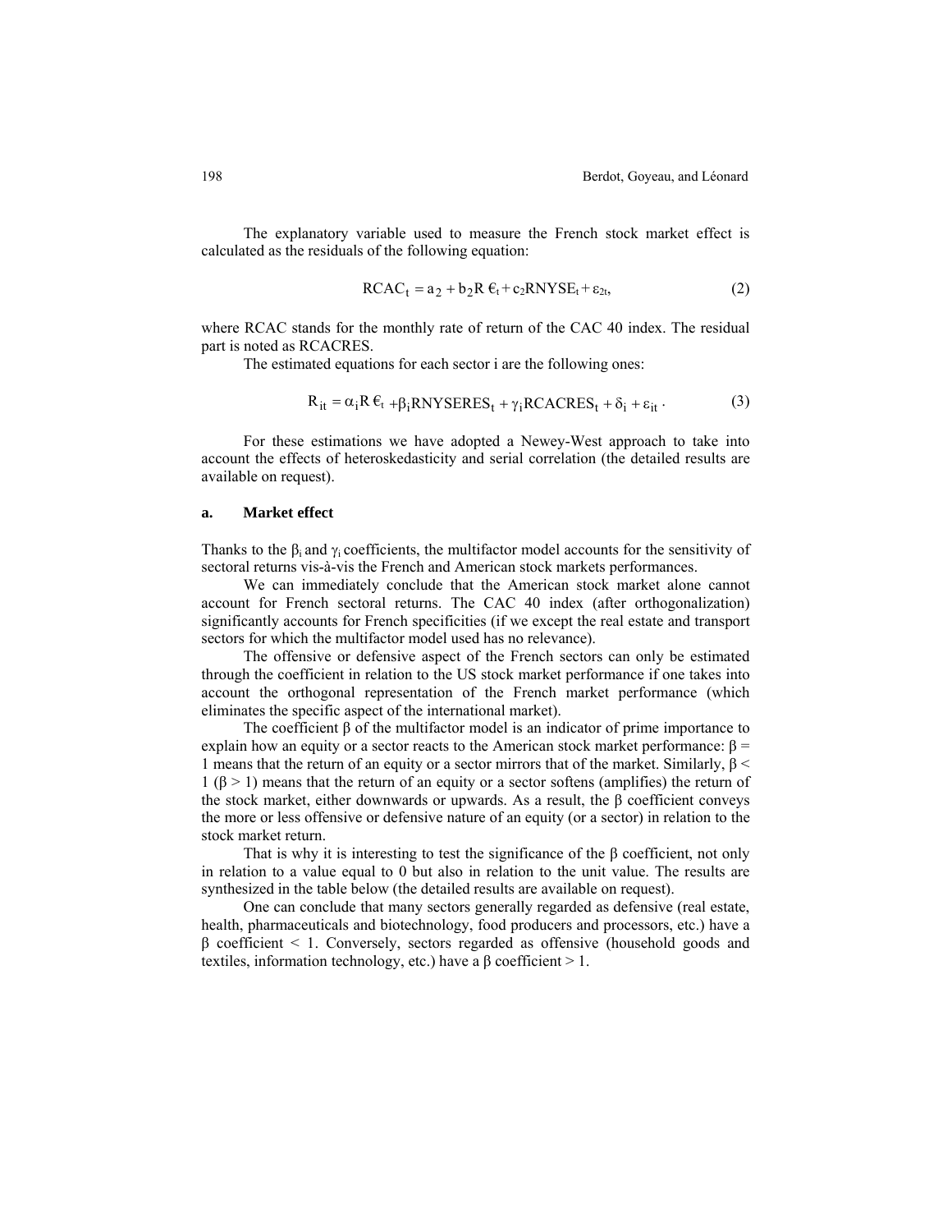The explanatory variable used to measure the French stock market effect is calculated as the residuals of the following equation:

$$RCAC_t = a_2 + b_2 R€_t + c_2 RNYSE_t + \varepsilon_{2t}, \tag{2}$$

where RCAC stands for the monthly rate of return of the CAC 40 index. The residual part is noted as RCACRES.

The estimated equations for each sector i are the following ones:

$$R_{it} = \alpha_i R€_t + \beta_i RNYSERES_t + \gamma_i RCACRES_t + \delta_i + \varepsilon_{it} \,. \tag{3}$$

For these estimations we have adopted a Newey-West approach to take into account the effects of heteroskedasticity and serial correlation (the detailed results are available on request).

### a. Market effect

Thanks to the $\beta_i$ and $\gamma_i$ coefficients, the multifactor model accounts for the sensitivity of sectoral returns vis-à-vis the French and American stock markets performances.

We can immediately conclude that the American stock market alone cannot account for French sectoral returns. The CAC 40 index (after orthogonalization) significantly accounts for French specificities (if we except the real estate and transport sectors for which the multifactor model used has no relevance).

The offensive or defensive aspect of the French sectors can only be estimated through the coefficient in relation to the US stock market performance if one takes into account the orthogonal representation of the French market performance (which eliminates the specific aspect of the international market).

The coefficient $\beta$ of the multifactor model is an indicator of prime importance to explain how an equity or a sector reacts to the American stock market performance: $\beta = 1$ means that the return of an equity or a sector mirrors that of the market. Similarly, $\beta < 1$ ($\beta > 1$) means that the return of an equity or a sector softens (amplifies) the return of the stock market, either downwards or upwards. As a result, the $\beta$ coefficient conveys the more or less offensive or defensive nature of an equity (or a sector) in relation to the stock market return.

That is why it is interesting to test the significance of the $\beta$ coefficient, not only in relation to a value equal to 0 but also in relation to the unit value. The results are synthesized in the table below (the detailed results are available on request).

One can conclude that many sectors generally regarded as defensive (real estate, health, pharmaceuticals and biotechnology, food producers and processors, etc.) have a $\beta$ coefficient $< 1$. Conversely, sectors regarded as offensive (household goods and textiles, information technology, etc.) have a $\beta$ coefficient $> 1$.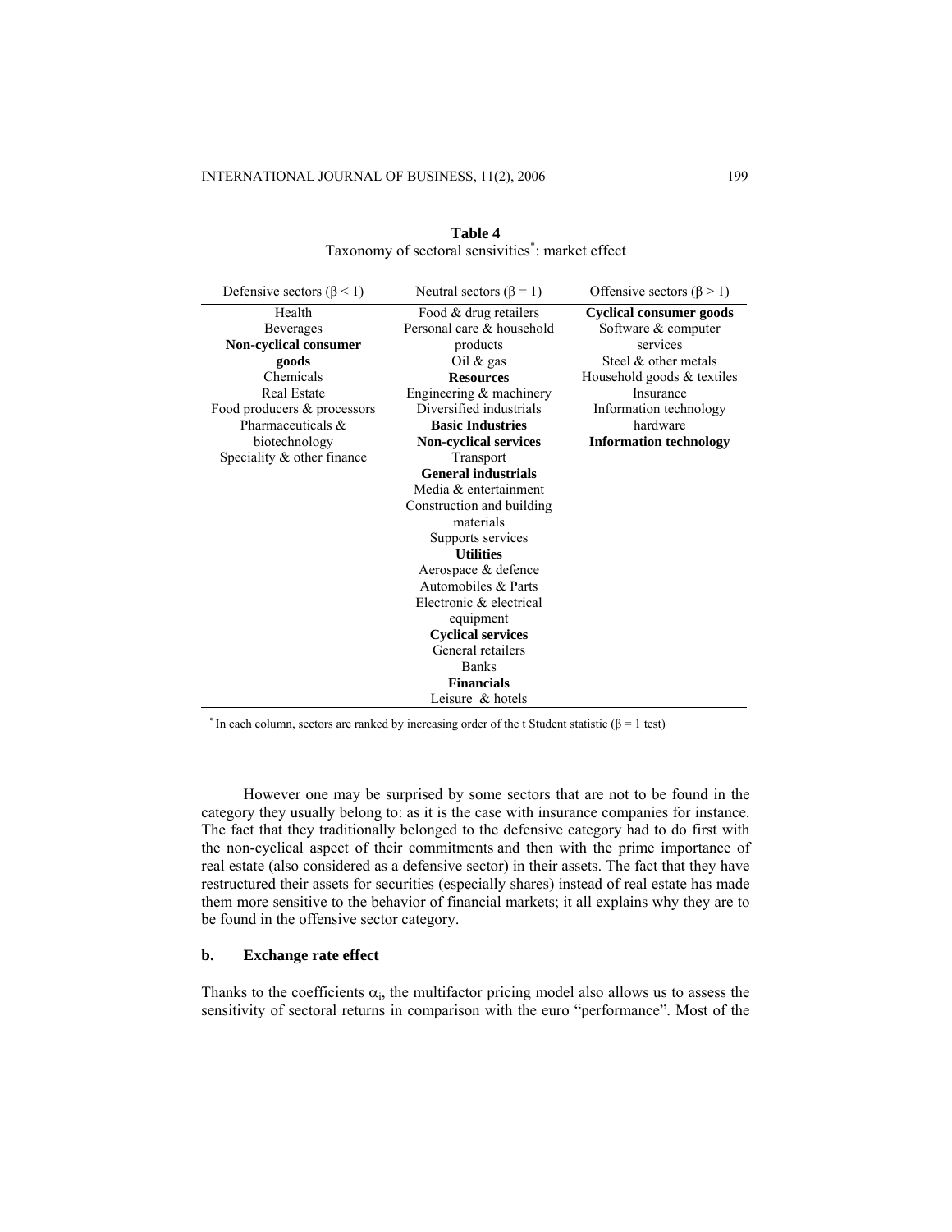**Table 4**
Taxonomy of sectoral sensitivities*: market effect

| Defensive sectors ($\beta < 1$) | Neutral sectors ($\beta = 1$) | Offensive sectors ($\beta > 1$) |
|---|---|---|
| Health | Food & drug retailers | **Cyclical consumer goods** |
| Beverages | Personal care & household products | Software & computer services |
| **Non-cyclical consumer goods** | Oil & gas | Steel & other metals |
| Chemicals | **Resources** | Household goods & textiles |
| Real Estate | Engineering & machinery | Insurance |
| Food producers & processors | Diversified industrials | Information technology hardware |
| Pharmaceuticals & biotechnology | **Basic Industries** | **Information technology** |
| Speciality & other finance | **Non-cyclical services** | |
| | Transport | |
| | **General industrials** | |
| | Media & entertainment | |
| | Construction and building materials | |
| | Supports services | |
| | **Utilities** | |
| | Aerospace & defence | |
| | Automobiles & Parts | |
| | Electronic & electrical equipment | |
| | **Cyclical services** | |
| | General retailers | |
| | Banks | |
| | **Financials** | |
| | Leisure & hotels | |

* In each column, sectors are ranked by increasing order of the t Student statistic ($\beta = 1$ test)

However one may be surprised by some sectors that are not to be found in the category they usually belong to: as it is the case with insurance companies for instance. The fact that they traditionally belonged to the defensive category had to do first with the non-cyclical aspect of their commitments and then with the prime importance of real estate (also considered as a defensive sector) in their assets. The fact that they have restructured their assets for securities (especially shares) instead of real estate has made them more sensitive to the behavior of financial markets; it all explains why they are to be found in the offensive sector category.

### b. Exchange rate effect

Thanks to the coefficients $\alpha_i$, the multifactor pricing model also allows us to assess the sensitivity of sectoral returns in comparison with the euro "performance". Most of the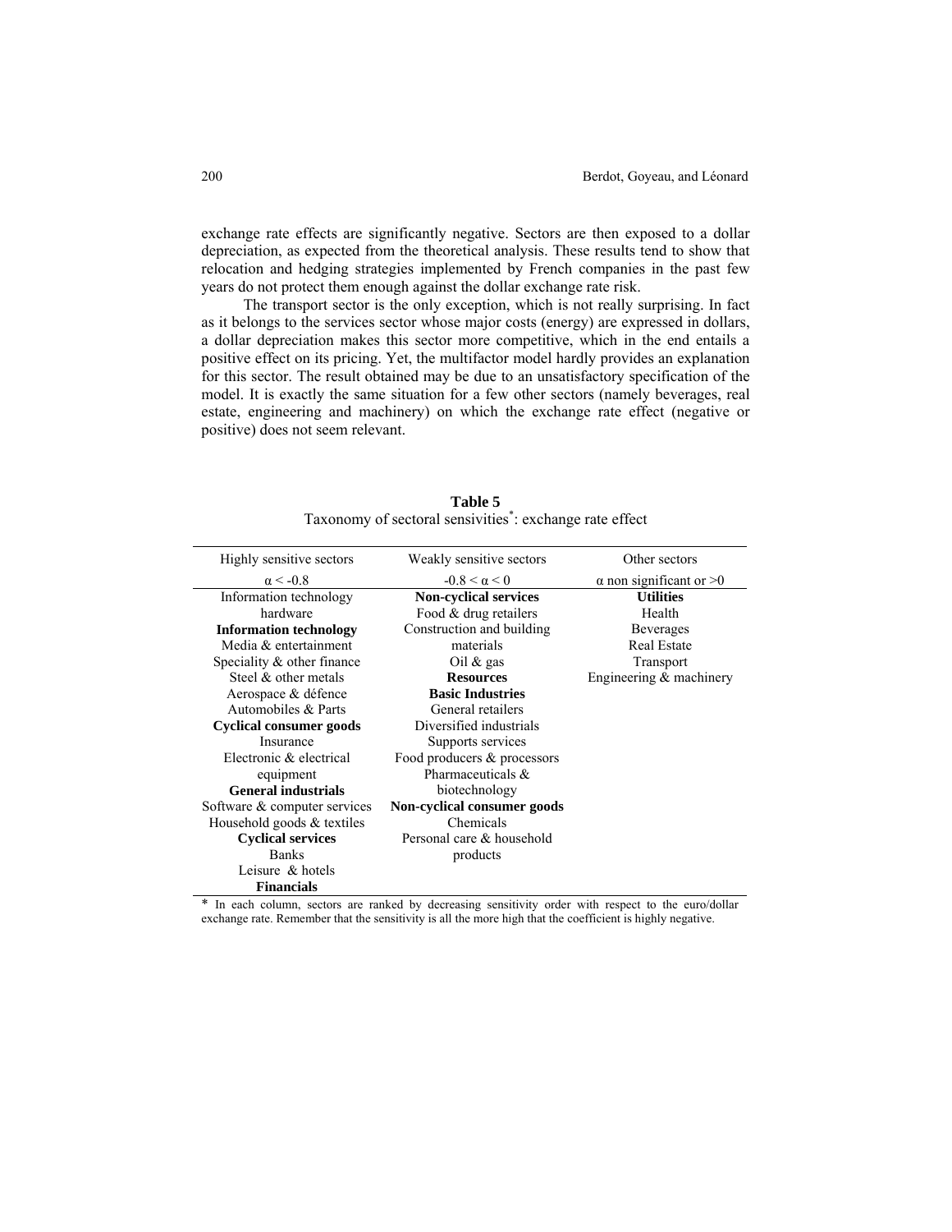exchange rate effects are significantly negative. Sectors are then exposed to a dollar depreciation, as expected from the theoretical analysis. These results tend to show that relocation and hedging strategies implemented by French companies in the past few years do not protect them enough against the dollar exchange rate risk.

The transport sector is the only exception, which is not really surprising. In fact as it belongs to the services sector whose major costs (energy) are expressed in dollars, a dollar depreciation makes this sector more competitive, which in the end entails a positive effect on its pricing. Yet, the multifactor model hardly provides an explanation for this sector. The result obtained may be due to an unsatisfactory specification of the model. It is exactly the same situation for a few other sectors (namely beverages, real estate, engineering and machinery) on which the exchange rate effect (negative or positive) does not seem relevant.

**Table 5**
Taxonomy of sectoral sensitivities*: exchange rate effect

| Highly sensitive sectors | Weakly sensitive sectors | Other sectors |
|---|---|---|
| $\alpha < -0.8$ | $-0.8 < \alpha < 0$ | $\alpha$ non significant or $>0$ |
| Information technology hardware | **Non-cyclical services** | **Utilities** |
| **Information technology** | Food & drug retailers | Health |
| Media & entertainment | Construction and building materials | Beverages |
| Speciality & other finance | Oil & gas | Real Estate |
| Steel & other metals | **Resources** | Transport |
| Aerospace & défence | **Basic Industries** | Engineering & machinery |
| Automobiles & Parts | General retailers | |
| **Cyclical consumer goods** | Diversified industrials | |
| Insurance | Supports services | |
| Electronic & electrical equipment | Food producers & processors | |
| **General industrials** | Pharmaceuticals & biotechnology | |
| Software & computer services | **Non-cyclical consumer goods** | |
| Household goods & textiles | Chemicals | |
| **Cyclical services** | Personal care & household products | |
| Banks | | |
| Leisure & hotels | | |
| **Financials** | | |

\* In each column, sectors are ranked by decreasing sensitivity order with respect to the euro/dollar exchange rate. Remember that the sensitivity is all the more high that the coefficient is highly negative.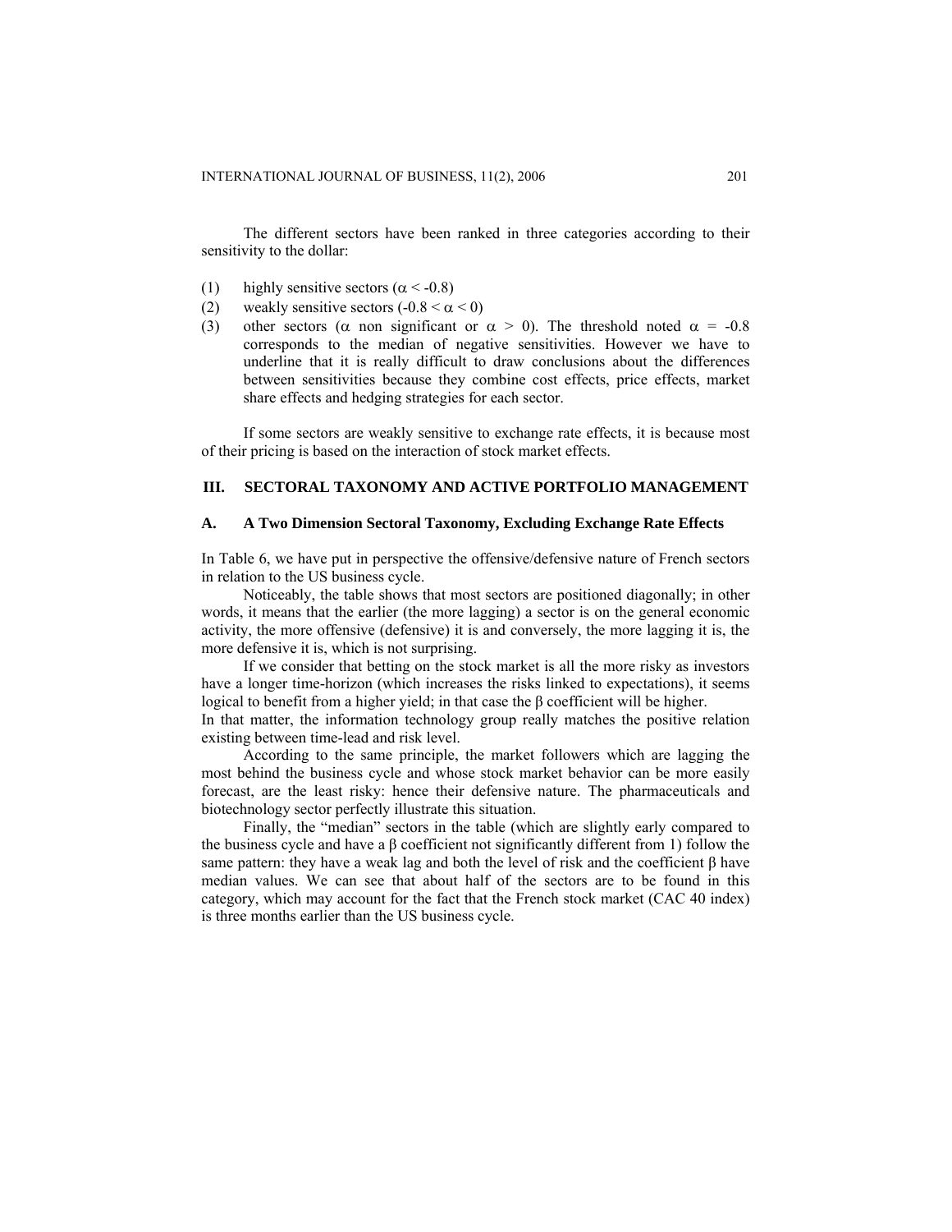The different sectors have been ranked in three categories according to their sensitivity to the dollar:

(1) highly sensitive sectors ($\alpha < -0.8$)

(2) weakly sensitive sectors ($-0.8 < \alpha < 0$)

(3) other sectors ($\alpha$ non significant or $\alpha > 0$). The threshold noted $\alpha = -0.8$ corresponds to the median of negative sensitivities. However we have to underline that it is really difficult to draw conclusions about the differences between sensitivities because they combine cost effects, price effects, market share effects and hedging strategies for each sector.

If some sectors are weakly sensitive to exchange rate effects, it is because most of their pricing is based on the interaction of stock market effects.

## III. SECTORAL TAXONOMY AND ACTIVE PORTFOLIO MANAGEMENT

### A. A Two Dimension Sectoral Taxonomy, Excluding Exchange Rate Effects

In Table 6, we have put in perspective the offensive/defensive nature of French sectors in relation to the US business cycle.

Noticeably, the table shows that most sectors are positioned diagonally; in other words, it means that the earlier (the more lagging) a sector is on the general economic activity, the more offensive (defensive) it is and conversely, the more lagging it is, the more defensive it is, which is not surprising.

If we consider that betting on the stock market is all the more risky as investors have a longer time-horizon (which increases the risks linked to expectations), it seems logical to benefit from a higher yield; in that case the $\beta$ coefficient will be higher.

In that matter, the information technology group really matches the positive relation existing between time-lead and risk level.

According to the same principle, the market followers which are lagging the most behind the business cycle and whose stock market behavior can be more easily forecast, are the least risky: hence their defensive nature. The pharmaceuticals and biotechnology sector perfectly illustrate this situation.

Finally, the "median" sectors in the table (which are slightly early compared to the business cycle and have a $\beta$ coefficient not significantly different from 1) follow the same pattern: they have a weak lag and both the level of risk and the coefficient $\beta$ have median values. We can see that about half of the sectors are to be found in this category, which may account for the fact that the French stock market (CAC 40 index) is three months earlier than the US business cycle.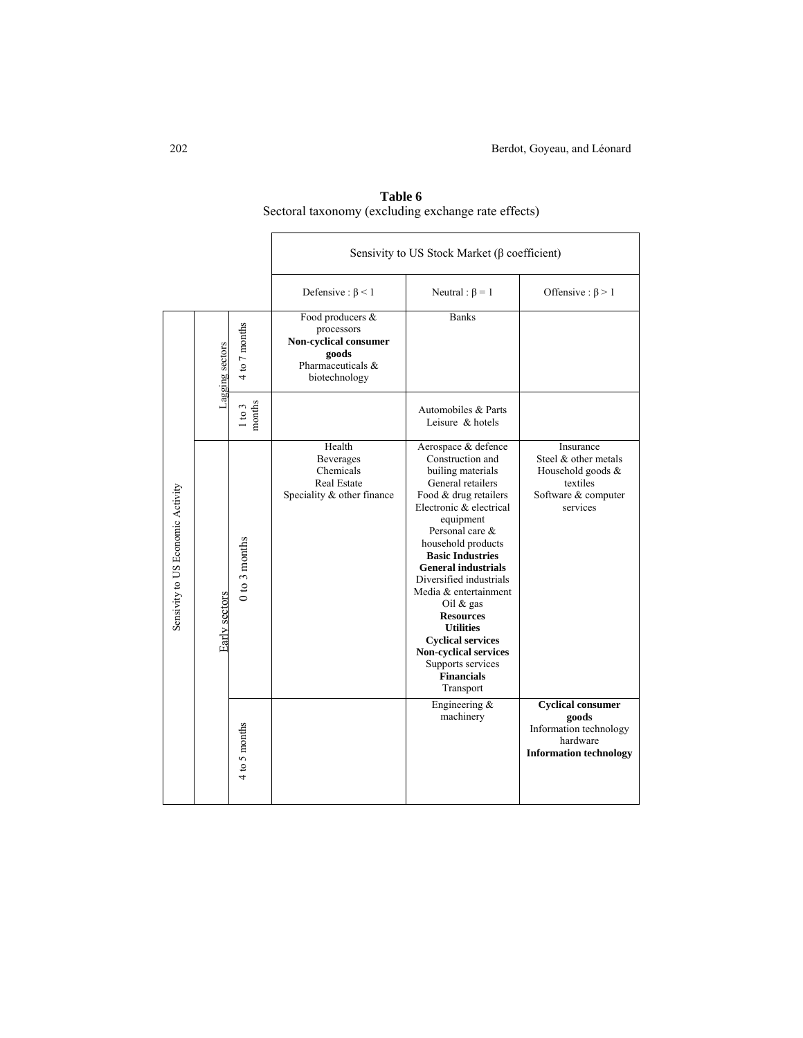**Table 6**
Sectoral taxonomy (excluding exchange rate effects)

| Sensivity to US Economic Activity | | Sensivity to US Stock Market (β coefficient): Defensive : $\beta < 1$ | Neutral : $\beta = 1$ | Offensive : $\beta > 1$ |
|---|---|---|---|---|
| Lagging sectors | 4 to 7 months | Food producers & processors<br>**Non-cyclical consumer goods**<br>Pharmaceuticals & biotechnology | Banks | |
| Lagging sectors | 1 to 3 months | | Automobiles & Parts<br>Leisure & hotels | |
| Early sectors | 0 to 3 months | Health<br>Beverages<br>Chemicals<br>Real Estate<br>Speciality & other finance | Aerospace & defence<br>Construction and builing materials<br>General retailers<br>Food & drug retailers<br>Electronic & electrical equipment<br>Personal care & household products<br>**Basic Industries**<br>**General industrials**<br>Diversified industrials<br>Media & entertainment<br>Oil & gas<br>**Resources**<br>**Utilities**<br>**Cyclical services**<br>**Non-cyclical services**<br>Supports services<br>**Financials**<br>Transport | Insurance<br>Steel & other metals<br>Household goods & textiles<br>Software & computer services |
| Early sectors | 4 to 5 months | | Engineering & machinery | **Cyclical consumer goods**<br>Information technology hardware<br>**Information technology** |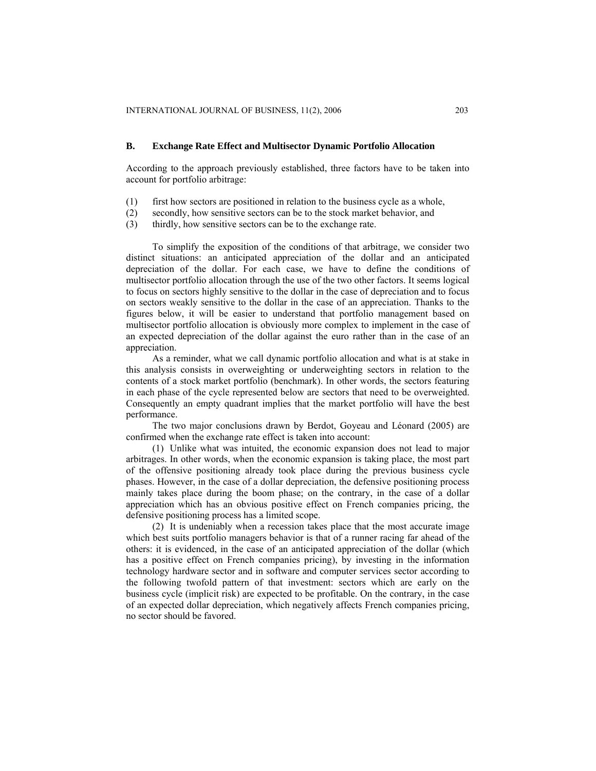### B. Exchange Rate Effect and Multisector Dynamic Portfolio Allocation

According to the approach previously established, three factors have to be taken into account for portfolio arbitrage:

(1) first how sectors are positioned in relation to the business cycle as a whole,
(2) secondly, how sensitive sectors can be to the stock market behavior, and
(3) thirdly, how sensitive sectors can be to the exchange rate.

To simplify the exposition of the conditions of that arbitrage, we consider two distinct situations: an anticipated appreciation of the dollar and an anticipated depreciation of the dollar. For each case, we have to define the conditions of multisector portfolio allocation through the use of the two other factors. It seems logical to focus on sectors highly sensitive to the dollar in the case of depreciation and to focus on sectors weakly sensitive to the dollar in the case of an appreciation. Thanks to the figures below, it will be easier to understand that portfolio management based on multisector portfolio allocation is obviously more complex to implement in the case of an expected depreciation of the dollar against the euro rather than in the case of an appreciation.

As a reminder, what we call dynamic portfolio allocation and what is at stake in this analysis consists in overweighting or underweighting sectors in relation to the contents of a stock market portfolio (benchmark). In other words, the sectors featuring in each phase of the cycle represented below are sectors that need to be overweighted. Consequently an empty quadrant implies that the market portfolio will have the best performance.

The two major conclusions drawn by Berdot, Goyeau and Léonard (2005) are confirmed when the exchange rate effect is taken into account:

(1) Unlike what was intuited, the economic expansion does not lead to major arbitrages. In other words, when the economic expansion is taking place, the most part of the offensive positioning already took place during the previous business cycle phases. However, in the case of a dollar depreciation, the defensive positioning process mainly takes place during the boom phase; on the contrary, in the case of a dollar appreciation which has an obvious positive effect on French companies pricing, the defensive positioning process has a limited scope.

(2) It is undeniably when a recession takes place that the most accurate image which best suits portfolio managers behavior is that of a runner racing far ahead of the others: it is evidenced, in the case of an anticipated appreciation of the dollar (which has a positive effect on French companies pricing), by investing in the information technology hardware sector and in software and computer services sector according to the following twofold pattern of that investment: sectors which are early on the business cycle (implicit risk) are expected to be profitable. On the contrary, in the case of an expected dollar depreciation, which negatively affects French companies pricing, no sector should be favored.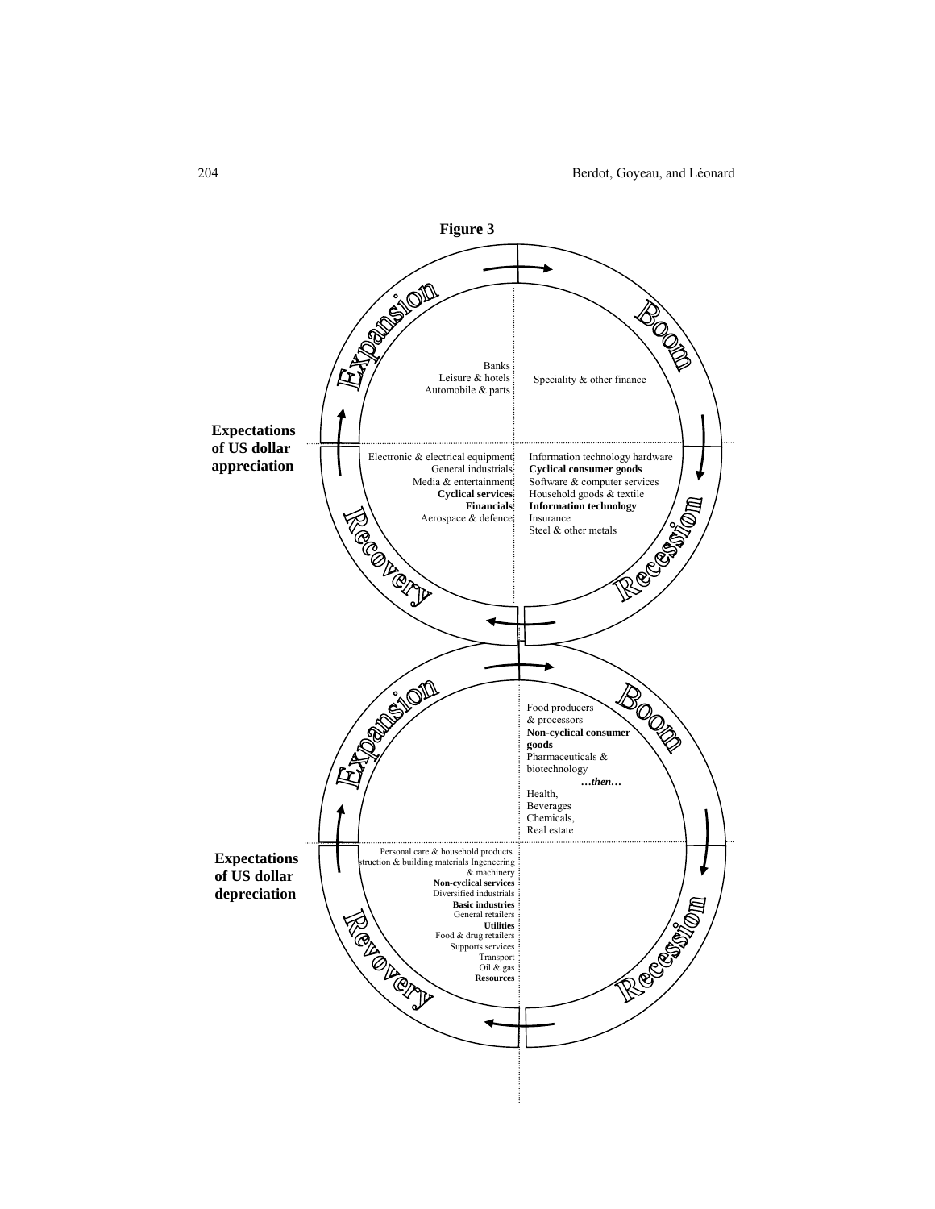**Figure 3**

**Expectations of US dollar appreciation**

Expansion

Banks
Leisure & hotels
Automobile & parts

Boom

Speciality & other finance

Recovery

Electronic & electrical equipment
General industrials
Media & entertainment
**Cyclical services**
**Financials**
Aerospace & defence

Recession

Information technology hardware
**Cyclical consumer goods**
Software & computer services
Household goods & textile
**Information technology**
Insurance
Steel & other metals

**Expectations of US dollar depreciation**

Expansion

Boom

Food producers & processors
**Non-cyclical consumer goods**
Pharmaceuticals & biotechnology
***…then…***
Health,
Beverages
Chemicals,
Real estate

Revovery

Personal care & household products.
struction & building materials Ingeneering & machinery
**Non-cyclical services**
Diversified industrials
**Basic industries**
General retailers
**Utilities**
Food & drug retailers
Supports services
Transport
Oil & gas
**Resources**

Recession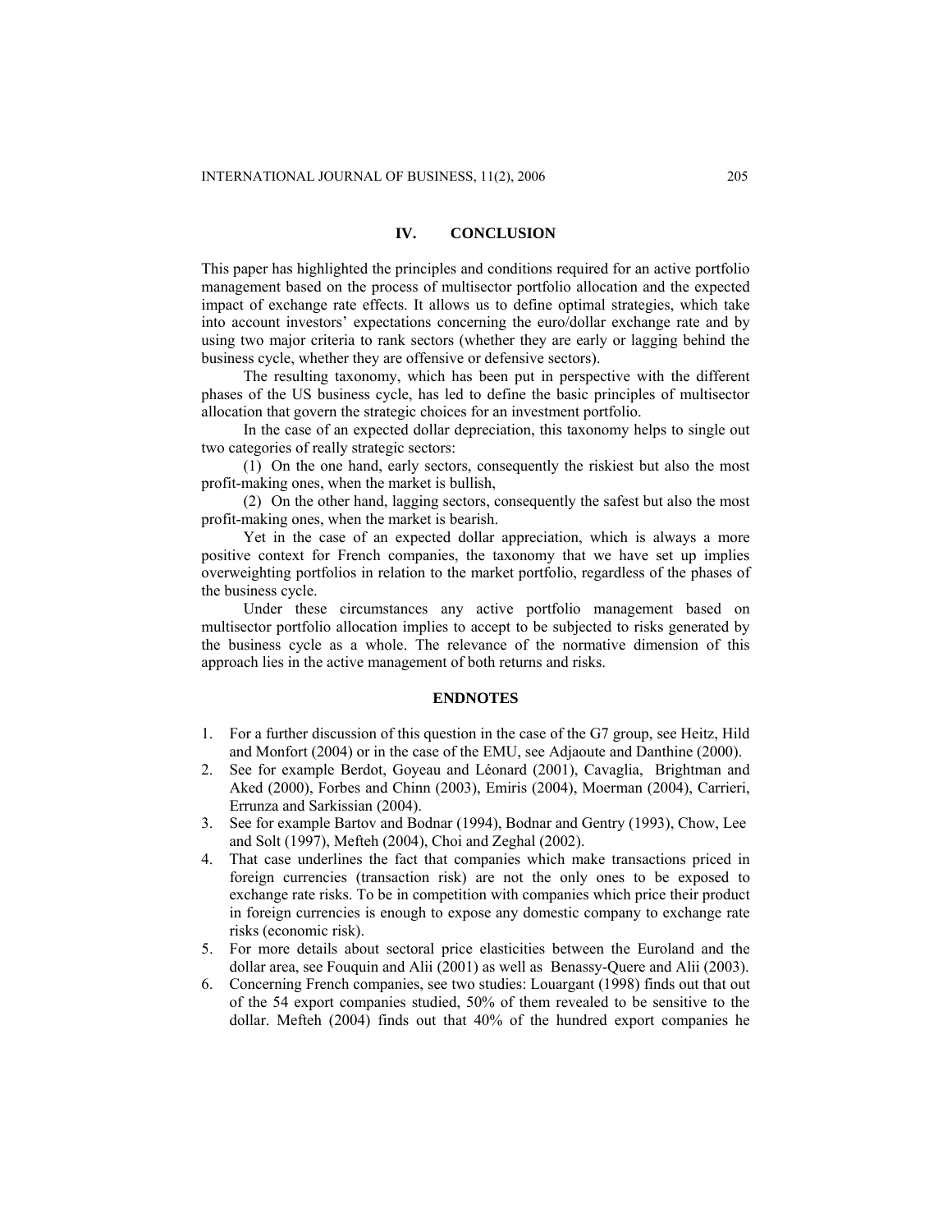## IV. CONCLUSION

This paper has highlighted the principles and conditions required for an active portfolio management based on the process of multisector portfolio allocation and the expected impact of exchange rate effects. It allows us to define optimal strategies, which take into account investors' expectations concerning the euro/dollar exchange rate and by using two major criteria to rank sectors (whether they are early or lagging behind the business cycle, whether they are offensive or defensive sectors).

The resulting taxonomy, which has been put in perspective with the different phases of the US business cycle, has led to define the basic principles of multisector allocation that govern the strategic choices for an investment portfolio.

In the case of an expected dollar depreciation, this taxonomy helps to single out two categories of really strategic sectors:

(1) On the one hand, early sectors, consequently the riskiest but also the most profit-making ones, when the market is bullish,

(2) On the other hand, lagging sectors, consequently the safest but also the most profit-making ones, when the market is bearish.

Yet in the case of an expected dollar appreciation, which is always a more positive context for French companies, the taxonomy that we have set up implies overweighting portfolios in relation to the market portfolio, regardless of the phases of the business cycle.

Under these circumstances any active portfolio management based on multisector portfolio allocation implies to accept to be subjected to risks generated by the business cycle as a whole. The relevance of the normative dimension of this approach lies in the active management of both returns and risks.

## ENDNOTES

1. For a further discussion of this question in the case of the G7 group, see Heitz, Hild and Monfort (2004) or in the case of the EMU, see Adjaoute and Danthine (2000).
2. See for example Berdot, Goyeau and Léonard (2001), Cavaglia, Brightman and Aked (2000), Forbes and Chinn (2003), Emiris (2004), Moerman (2004), Carrieri, Errunza and Sarkissian (2004).
3. See for example Bartov and Bodnar (1994), Bodnar and Gentry (1993), Chow, Lee and Solt (1997), Mefteh (2004), Choi and Zeghal (2002).
4. That case underlines the fact that companies which make transactions priced in foreign currencies (transaction risk) are not the only ones to be exposed to exchange rate risks. To be in competition with companies which price their product in foreign currencies is enough to expose any domestic company to exchange rate risks (economic risk).
5. For more details about sectoral price elasticities between the Euroland and the dollar area, see Fouquin and Alii (2001) as well as Benassy-Quere and Alii (2003).
6. Concerning French companies, see two studies: Louargant (1998) finds out that out of the 54 export companies studied, 50% of them revealed to be sensitive to the dollar. Mefteh (2004) finds out that 40% of the hundred export companies he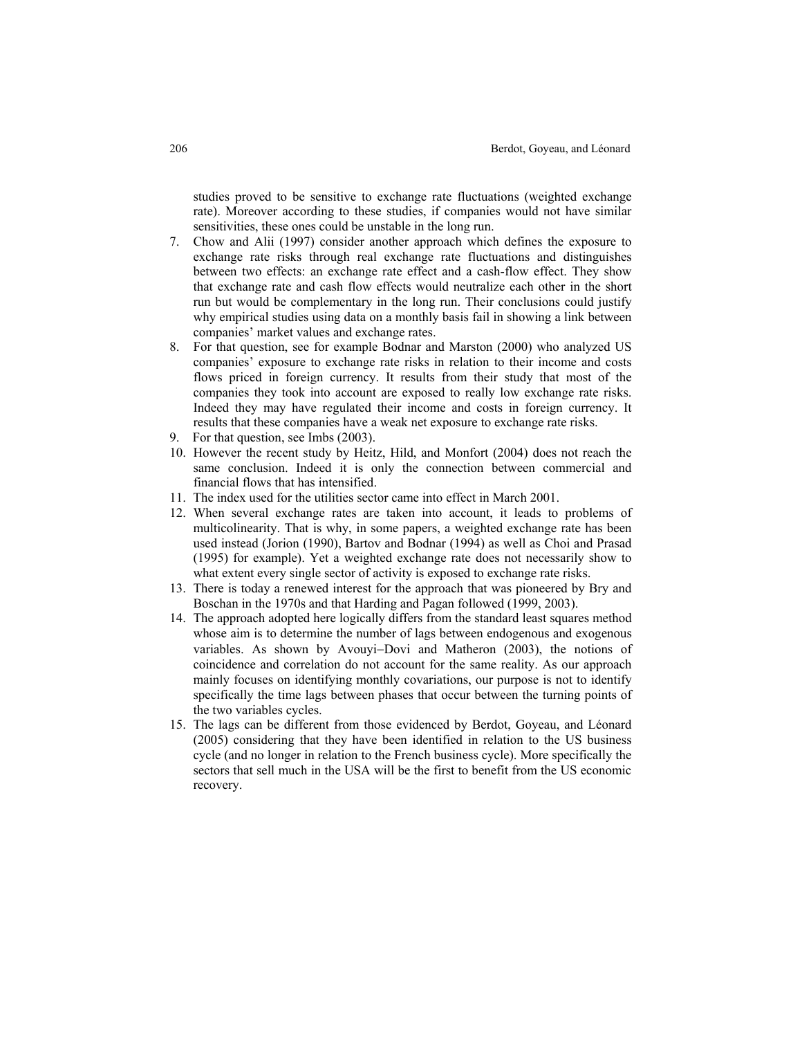studies proved to be sensitive to exchange rate fluctuations (weighted exchange rate). Moreover according to these studies, if companies would not have similar sensitivities, these ones could be unstable in the long run.

7. Chow and Alii (1997) consider another approach which defines the exposure to exchange rate risks through real exchange rate fluctuations and distinguishes between two effects: an exchange rate effect and a cash-flow effect. They show that exchange rate and cash flow effects would neutralize each other in the short run but would be complementary in the long run. Their conclusions could justify why empirical studies using data on a monthly basis fail in showing a link between companies' market values and exchange rates.
8. For that question, see for example Bodnar and Marston (2000) who analyzed US companies' exposure to exchange rate risks in relation to their income and costs flows priced in foreign currency. It results from their study that most of the companies they took into account are exposed to really low exchange rate risks. Indeed they may have regulated their income and costs in foreign currency. It results that these companies have a weak net exposure to exchange rate risks.
9. For that question, see Imbs (2003).
10. However the recent study by Heitz, Hild, and Monfort (2004) does not reach the same conclusion. Indeed it is only the connection between commercial and financial flows that has intensified.
11. The index used for the utilities sector came into effect in March 2001.
12. When several exchange rates are taken into account, it leads to problems of multicolinearity. That is why, in some papers, a weighted exchange rate has been used instead (Jorion (1990), Bartov and Bodnar (1994) as well as Choi and Prasad (1995) for example). Yet a weighted exchange rate does not necessarily show to what extent every single sector of activity is exposed to exchange rate risks.
13. There is today a renewed interest for the approach that was pioneered by Bry and Boschan in the 1970s and that Harding and Pagan followed (1999, 2003).
14. The approach adopted here logically differs from the standard least squares method whose aim is to determine the number of lags between endogenous and exogenous variables. As shown by Avouyi–Dovi and Matheron (2003), the notions of coincidence and correlation do not account for the same reality. As our approach mainly focuses on identifying monthly covariations, our purpose is not to identify specifically the time lags between phases that occur between the turning points of the two variables cycles.
15. The lags can be different from those evidenced by Berdot, Goyeau, and Léonard (2005) considering that they have been identified in relation to the US business cycle (and no longer in relation to the French business cycle). More specifically the sectors that sell much in the USA will be the first to benefit from the US economic recovery.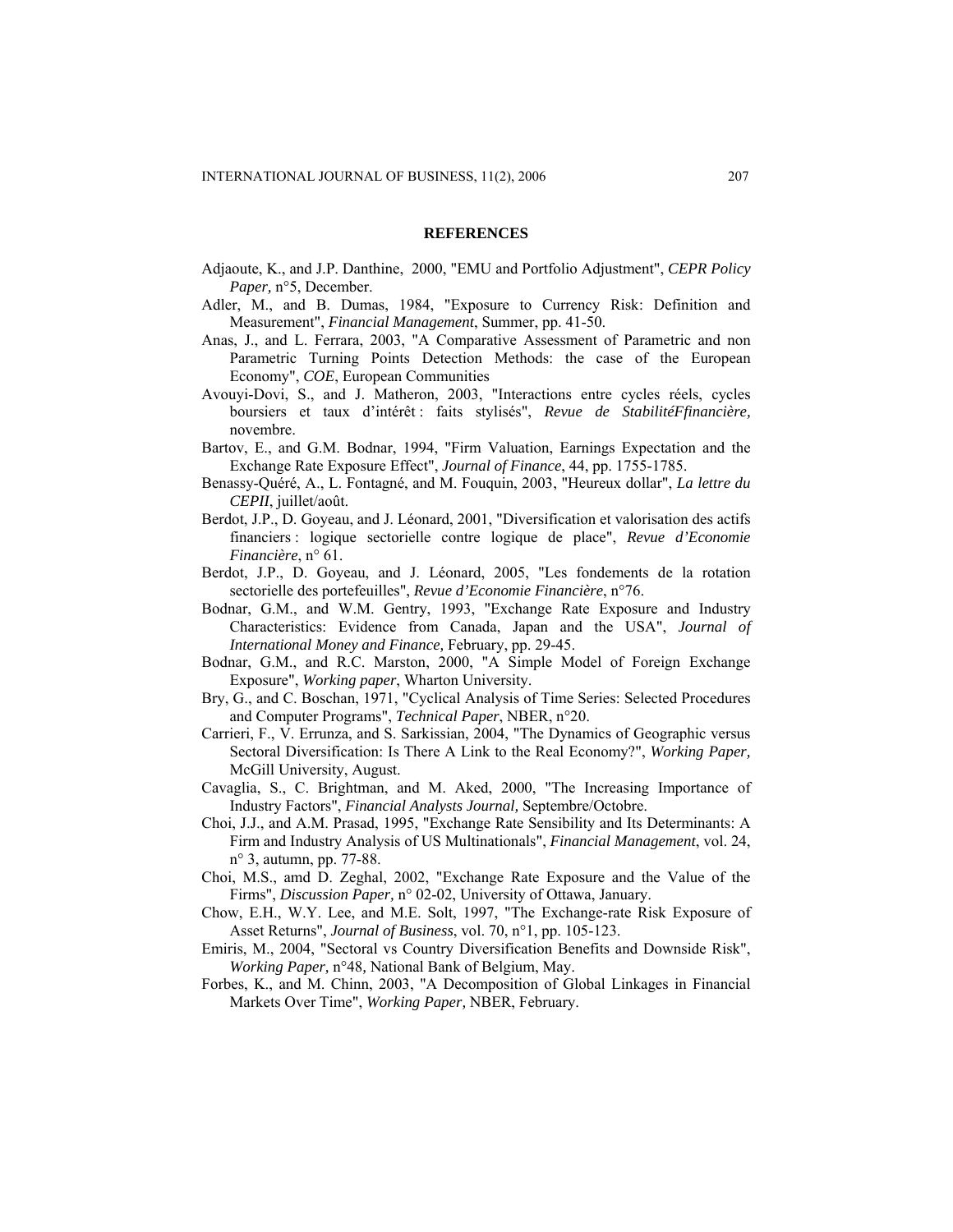## REFERENCES

Adjaoute, K., and J.P. Danthine, 2000, "EMU and Portfolio Adjustment", *CEPR Policy Paper,* n°5, December.

Adler, M., and B. Dumas, 1984, "Exposure to Currency Risk: Definition and Measurement", *Financial Management*, Summer, pp. 41-50.

Anas, J., and L. Ferrara, 2003, "A Comparative Assessment of Parametric and non Parametric Turning Points Detection Methods: the case of the European Economy", *COE*, European Communities

Avouyi-Dovi, S., and J. Matheron, 2003, "Interactions entre cycles réels, cycles boursiers et taux d'intérêt : faits stylisés", *Revue de StabilitéFfinancière,* novembre.

Bartov, E., and G.M. Bodnar, 1994, "Firm Valuation, Earnings Expectation and the Exchange Rate Exposure Effect", *Journal of Finance*, 44, pp. 1755-1785.

Benassy-Quéré, A., L. Fontagné, and M. Fouquin, 2003, "Heureux dollar", *La lettre du CEPII*, juillet/août.

Berdot, J.P., D. Goyeau, and J. Léonard, 2001, "Diversification et valorisation des actifs financiers : logique sectorielle contre logique de place", *Revue d'Economie Financière*, n° 61.

Berdot, J.P., D. Goyeau, and J. Léonard, 2005, "Les fondements de la rotation sectorielle des portefeuilles", *Revue d'Economie Financière*, n°76.

Bodnar, G.M., and W.M. Gentry, 1993, "Exchange Rate Exposure and Industry Characteristics: Evidence from Canada, Japan and the USA", *Journal of International Money and Finance,* February, pp. 29-45.

Bodnar, G.M., and R.C. Marston, 2000, "A Simple Model of Foreign Exchange Exposure", *Working paper*, Wharton University.

Bry, G., and C. Boschan, 1971, "Cyclical Analysis of Time Series: Selected Procedures and Computer Programs", *Technical Paper*, NBER, n°20.

Carrieri, F., V. Errunza, and S. Sarkissian, 2004, "The Dynamics of Geographic versus Sectoral Diversification: Is There A Link to the Real Economy?", *Working Paper,* McGill University, August.

Cavaglia, S., C. Brightman, and M. Aked, 2000, "The Increasing Importance of Industry Factors", *Financial Analysts Journal,* Septembre/Octobre.

Choi, J.J., and A.M. Prasad, 1995, "Exchange Rate Sensibility and Its Determinants: A Firm and Industry Analysis of US Multinationals", *Financial Management*, vol. 24, n° 3, autumn, pp. 77-88.

Choi, M.S., amd D. Zeghal, 2002, "Exchange Rate Exposure and the Value of the Firms", *Discussion Paper,* n° 02-02, University of Ottawa, January.

Chow, E.H., W.Y. Lee, and M.E. Solt, 1997, "The Exchange-rate Risk Exposure of Asset Returns", *Journal of Business*, vol. 70, n°1, pp. 105-123.

Emiris, M., 2004, "Sectoral vs Country Diversification Benefits and Downside Risk", *Working Paper,* n°48*,* National Bank of Belgium, May.

Forbes, K., and M. Chinn, 2003, "A Decomposition of Global Linkages in Financial Markets Over Time", *Working Paper,* NBER, February.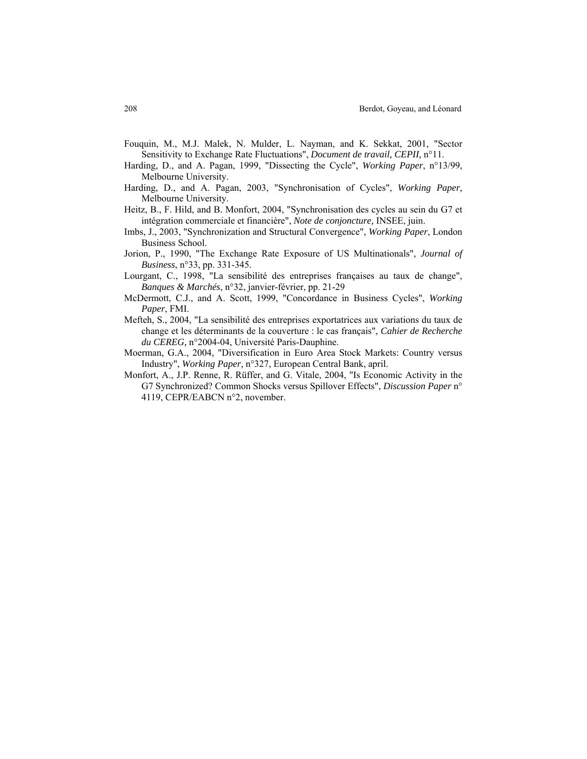Fouquin, M., M.J. Malek, N. Mulder, L. Nayman, and K. Sekkat, 2001, "Sector Sensitivity to Exchange Rate Fluctuations", *Document de travail, CEPII,* n°11.

Harding, D., and A. Pagan, 1999, "Dissecting the Cycle", *Working Paper*, n°13/99, Melbourne University.

Harding, D., and A. Pagan, 2003, "Synchronisation of Cycles", *Working Paper,* Melbourne University.

Heitz, B., F. Hild, and B. Monfort, 2004, "Synchronisation des cycles au sein du G7 et intégration commerciale et financière", *Note de conjoncture,* INSEE, juin.

Imbs, J., 2003, "Synchronization and Structural Convergence", *Working Paper*, London Business School.

Jorion, P., 1990, "The Exchange Rate Exposure of US Multinationals", *Journal of Business*, n°33, pp. 331-345.

Lourgant, C., 1998, "La sensibilité des entreprises françaises au taux de change", *Banques & Marchés*, n°32, janvier-février, pp. 21-29

McDermott, C.J., and A. Scott, 1999, "Concordance in Business Cycles", *Working Paper*, FMI.

Mefteh, S., 2004, "La sensibilité des entreprises exportatrices aux variations du taux de change et les déterminants de la couverture : le cas français", *Cahier de Recherche du CEREG,* n°2004-04, Université Paris-Dauphine.

Moerman, G.A., 2004, "Diversification in Euro Area Stock Markets: Country versus Industry", *Working Paper,* n°327, European Central Bank, april.

Monfort, A., J.P. Renne, R. Rüffer, and G. Vitale, 2004, "Is Economic Activity in the G7 Synchronized? Common Shocks versus Spillover Effects", *Discussion Paper* n° 4119, CEPR/EABCN n°2, november.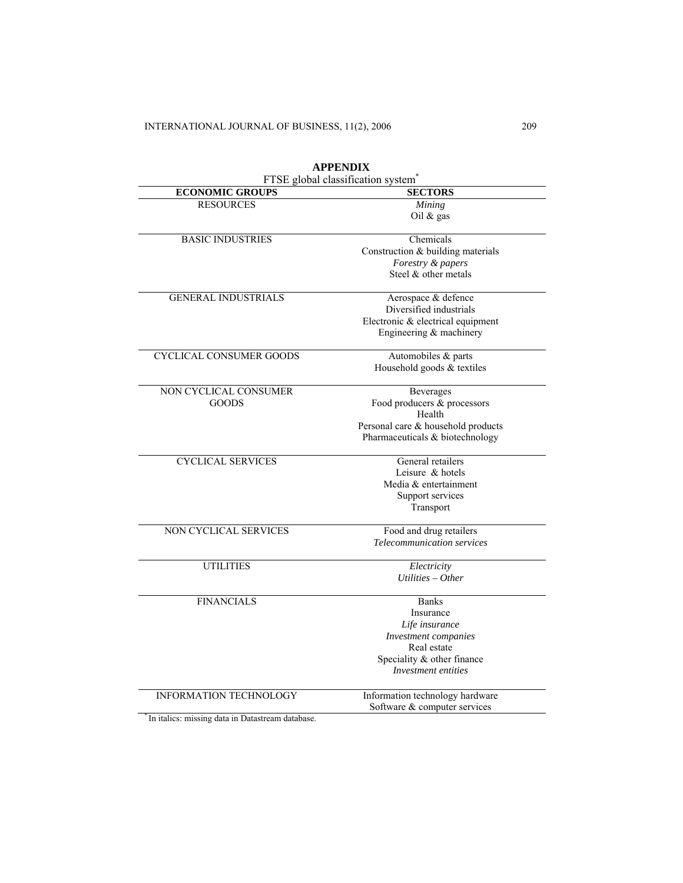## APPENDIX

FTSE global classification system*

| ECONOMIC GROUPS | SECTORS |
|---|---|
| RESOURCES | *Mining* |
| | Oil & gas |
| BASIC INDUSTRIES | Chemicals |
| | Construction & building materials |
| | *Forestry & papers* |
| | Steel & other metals |
| GENERAL INDUSTRIALS | Aerospace & defence |
| | Diversified industrials |
| | Electronic & electrical equipment |
| | Engineering & machinery |
| CYCLICAL CONSUMER GOODS | Automobiles & parts |
| | Household goods & textiles |
| NON CYCLICAL CONSUMER GOODS | Beverages |
| | Food producers & processors |
| | Health |
| | Personal care & household products |
| | Pharmaceuticals & biotechnology |
| CYCLICAL SERVICES | General retailers |
| | Leisure & hotels |
| | Media & entertainment |
| | Support services |
| | Transport |
| NON CYCLICAL SERVICES | Food and drug retailers |
| | *Telecommunication services* |
| UTILITIES | *Electricity* |
| | *Utilities – Other* |
| FINANCIALS | Banks |
| | Insurance |
| | *Life insurance* |
| | *Investment companies* |
| | Real estate |
| | Speciality & other finance |
| | *Investment entities* |
| INFORMATION TECHNOLOGY | Information technology hardware |
| | Software & computer services |

* In italics: missing data in Datastream database.